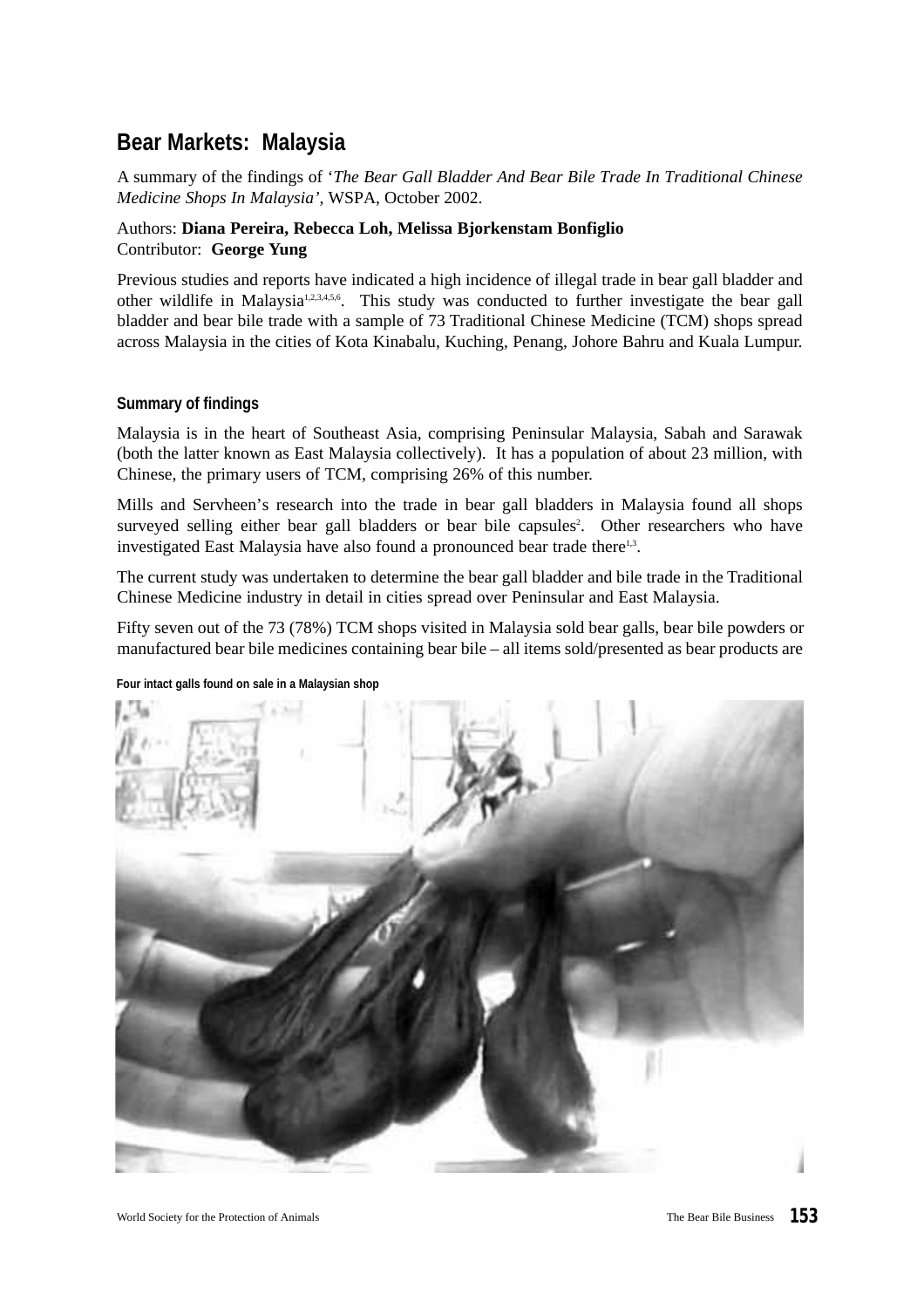# Bear Markets: Malaysia

A summary of the findings of '*The Bear Gall Bladder And Bear Bile Trade In Traditional Chinese Medicine Shops In Malaysia'*, WSPA, October 2002.

Authors: **Diana Pereira, Rebecca Loh, Melissa Bjorkenstam Bonfiglio**
Contributor: **George Yung**

Previous studies and reports have indicated a high incidence of illegal trade in bear gall bladder and other wildlife in Malaysia[1,2,3,4,5,6]. This study was conducted to further investigate the bear gall bladder and bear bile trade with a sample of 73 Traditional Chinese Medicine (TCM) shops spread across Malaysia in the cities of Kota Kinabalu, Kuching, Penang, Johore Bahru and Kuala Lumpur.

### Summary of findings

Malaysia is in the heart of Southeast Asia, comprising Peninsular Malaysia, Sabah and Sarawak (both the latter known as East Malaysia collectively). It has a population of about 23 million, with Chinese, the primary users of TCM, comprising 26% of this number.

Mills and Servheen's research into the trade in bear gall bladders in Malaysia found all shops surveyed selling either bear gall bladders or bear bile capsules[2]. Other researchers who have investigated East Malaysia have also found a pronounced bear trade there[1,3].

The current study was undertaken to determine the bear gall bladder and bile trade in the Traditional Chinese Medicine industry in detail in cities spread over Peninsular and East Malaysia.

Fifty seven out of the 73 (78%) TCM shops visited in Malaysia sold bear galls, bear bile powders or manufactured bear bile medicines containing bear bile – all items sold/presented as bear products are

**Four intact galls found on sale in a Malaysian shop**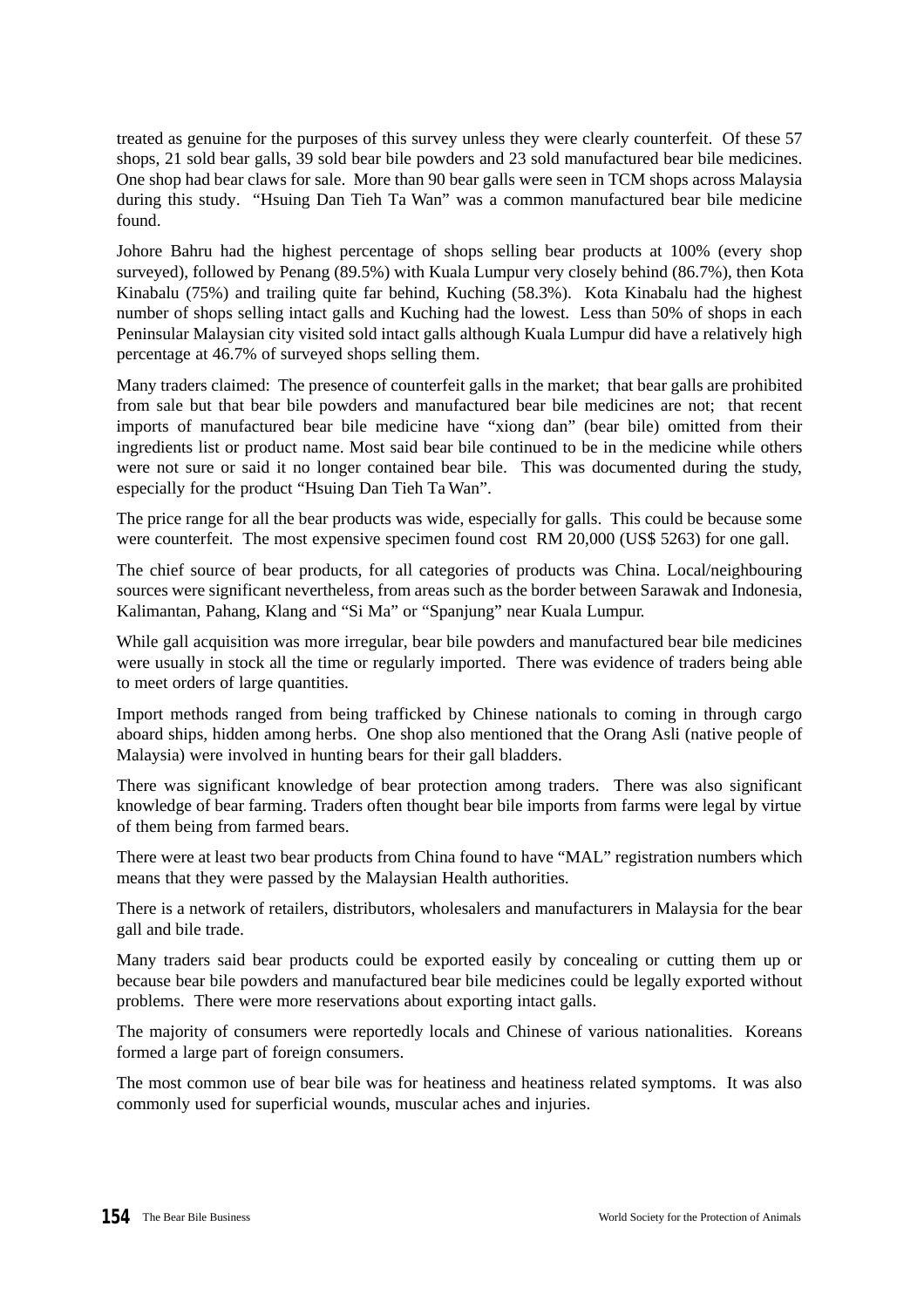treated as genuine for the purposes of this survey unless they were clearly counterfeit. Of these 57 shops, 21 sold bear galls, 39 sold bear bile powders and 23 sold manufactured bear bile medicines. One shop had bear claws for sale. More than 90 bear galls were seen in TCM shops across Malaysia during this study. "Hsuing Dan Tieh Ta Wan" was a common manufactured bear bile medicine found.

Johore Bahru had the highest percentage of shops selling bear products at 100% (every shop surveyed), followed by Penang (89.5%) with Kuala Lumpur very closely behind (86.7%), then Kota Kinabalu (75%) and trailing quite far behind, Kuching (58.3%). Kota Kinabalu had the highest number of shops selling intact galls and Kuching had the lowest. Less than 50% of shops in each Peninsular Malaysian city visited sold intact galls although Kuala Lumpur did have a relatively high percentage at 46.7% of surveyed shops selling them.

Many traders claimed: The presence of counterfeit galls in the market; that bear galls are prohibited from sale but that bear bile powders and manufactured bear bile medicines are not; that recent imports of manufactured bear bile medicine have "xiong dan" (bear bile) omitted from their ingredients list or product name. Most said bear bile continued to be in the medicine while others were not sure or said it no longer contained bear bile. This was documented during the study, especially for the product "Hsuing Dan Tieh Ta Wan".

The price range for all the bear products was wide, especially for galls. This could be because some were counterfeit. The most expensive specimen found cost RM 20,000 (US$ 5263) for one gall.

The chief source of bear products, for all categories of products was China. Local/neighbouring sources were significant nevertheless, from areas such as the border between Sarawak and Indonesia, Kalimantan, Pahang, Klang and "Si Ma" or "Spanjung" near Kuala Lumpur.

While gall acquisition was more irregular, bear bile powders and manufactured bear bile medicines were usually in stock all the time or regularly imported. There was evidence of traders being able to meet orders of large quantities.

Import methods ranged from being trafficked by Chinese nationals to coming in through cargo aboard ships, hidden among herbs. One shop also mentioned that the Orang Asli (native people of Malaysia) were involved in hunting bears for their gall bladders.

There was significant knowledge of bear protection among traders. There was also significant knowledge of bear farming. Traders often thought bear bile imports from farms were legal by virtue of them being from farmed bears.

There were at least two bear products from China found to have "MAL" registration numbers which means that they were passed by the Malaysian Health authorities.

There is a network of retailers, distributors, wholesalers and manufacturers in Malaysia for the bear gall and bile trade.

Many traders said bear products could be exported easily by concealing or cutting them up or because bear bile powders and manufactured bear bile medicines could be legally exported without problems. There were more reservations about exporting intact galls.

The majority of consumers were reportedly locals and Chinese of various nationalities. Koreans formed a large part of foreign consumers.

The most common use of bear bile was for heatiness and heatiness related symptoms. It was also commonly used for superficial wounds, muscular aches and injuries.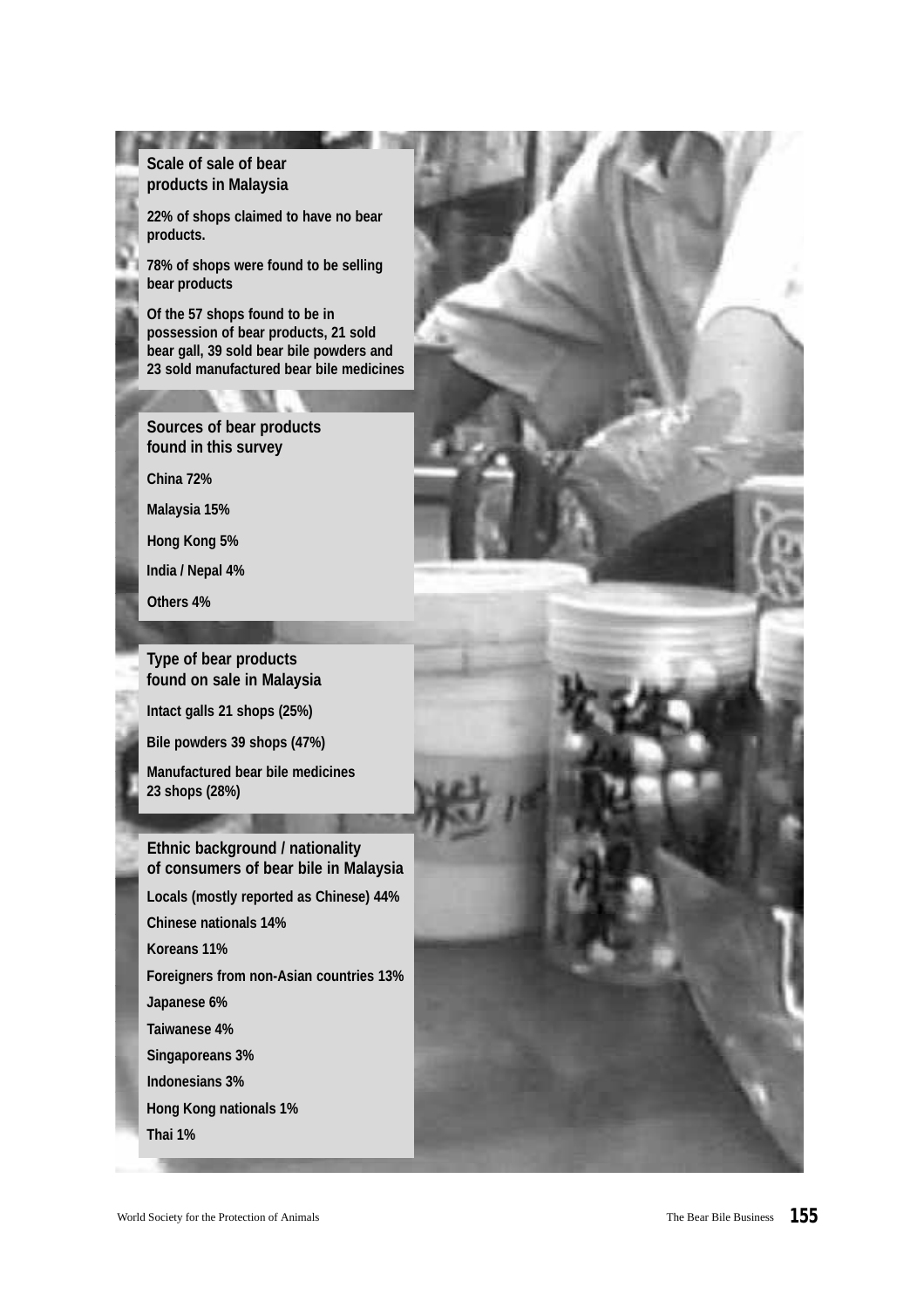## Scale of sale of bear products in Malaysia

**22% of shops claimed to have no bear products.**

**78% of shops were found to be selling bear products**

**Of the 57 shops found to be in possession of bear products, 21 sold bear gall, 39 sold bear bile powders and 23 sold manufactured bear bile medicines**

## Sources of bear products found in this survey

**China 72%**

**Malaysia 15%**

**Hong Kong 5%**

**India / Nepal 4%**

**Others 4%**

## Type of bear products found on sale in Malaysia

**Intact galls 21 shops (25%)**

**Bile powders 39 shops (47%)**

**Manufactured bear bile medicines 23 shops (28%)**

## Ethnic background / nationality of consumers of bear bile in Malaysia

**Locals (mostly reported as Chinese) 44%**

**Chinese nationals 14%**

**Koreans 11%**

**Foreigners from non-Asian countries 13%**

**Japanese 6%**

**Taiwanese 4%**

**Singaporeans 3%**

**Indonesians 3%**

**Hong Kong nationals 1%**

**Thai 1%**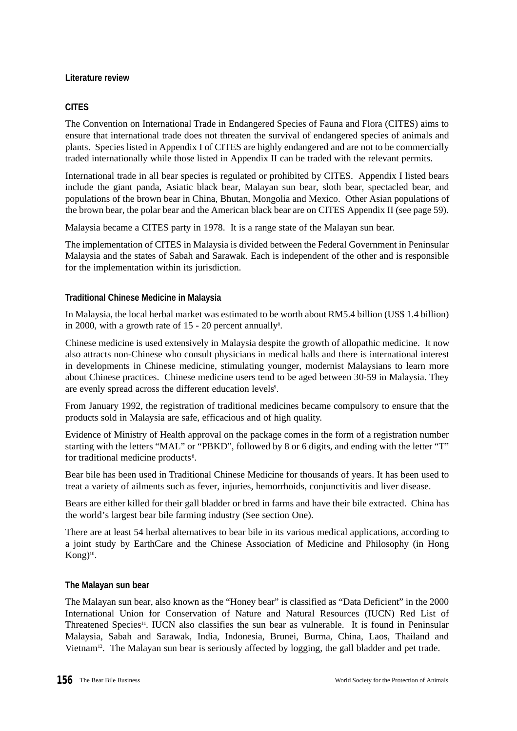## Literature review

### CITES

The Convention on International Trade in Endangered Species of Fauna and Flora (CITES) aims to ensure that international trade does not threaten the survival of endangered species of animals and plants. Species listed in Appendix I of CITES are highly endangered and are not to be commercially traded internationally while those listed in Appendix II can be traded with the relevant permits.

International trade in all bear species is regulated or prohibited by CITES. Appendix I listed bears include the giant panda, Asiatic black bear, Malayan sun bear, sloth bear, spectacled bear, and populations of the brown bear in China, Bhutan, Mongolia and Mexico. Other Asian populations of the brown bear, the polar bear and the American black bear are on CITES Appendix II (see page 59).

Malaysia became a CITES party in 1978. It is a range state of the Malayan sun bear.

The implementation of CITES in Malaysia is divided between the Federal Government in Peninsular Malaysia and the states of Sabah and Sarawak. Each is independent of the other and is responsible for the implementation within its jurisdiction.

### Traditional Chinese Medicine in Malaysia

In Malaysia, the local herbal market was estimated to be worth about RM5.4 billion (US$ 1.4 billion) in 2000, with a growth rate of 15 - 20 percent annually[8].

Chinese medicine is used extensively in Malaysia despite the growth of allopathic medicine. It now also attracts non-Chinese who consult physicians in medical halls and there is international interest in developments in Chinese medicine, stimulating younger, modernist Malaysians to learn more about Chinese practices. Chinese medicine users tend to be aged between 30-59 in Malaysia. They are evenly spread across the different education levels[9].

From January 1992, the registration of traditional medicines became compulsory to ensure that the products sold in Malaysia are safe, efficacious and of high quality.

Evidence of Ministry of Health approval on the package comes in the form of a registration number starting with the letters "MAL" or "PBKD", followed by 8 or 6 digits, and ending with the letter "T" for traditional medicine products[8].

Bear bile has been used in Traditional Chinese Medicine for thousands of years. It has been used to treat a variety of ailments such as fever, injuries, hemorrhoids, conjunctivitis and liver disease.

Bears are either killed for their gall bladder or bred in farms and have their bile extracted. China has the world's largest bear bile farming industry (See section One).

There are at least 54 herbal alternatives to bear bile in its various medical applications, according to a joint study by EarthCare and the Chinese Association of Medicine and Philosophy (in Hong Kong)[10].

### The Malayan sun bear

The Malayan sun bear, also known as the "Honey bear" is classified as "Data Deficient" in the 2000 International Union for Conservation of Nature and Natural Resources (IUCN) Red List of Threatened Species[11]. IUCN also classifies the sun bear as vulnerable. It is found in Peninsular Malaysia, Sabah and Sarawak, India, Indonesia, Brunei, Burma, China, Laos, Thailand and Vietnam[12]. The Malayan sun bear is seriously affected by logging, the gall bladder and pet trade.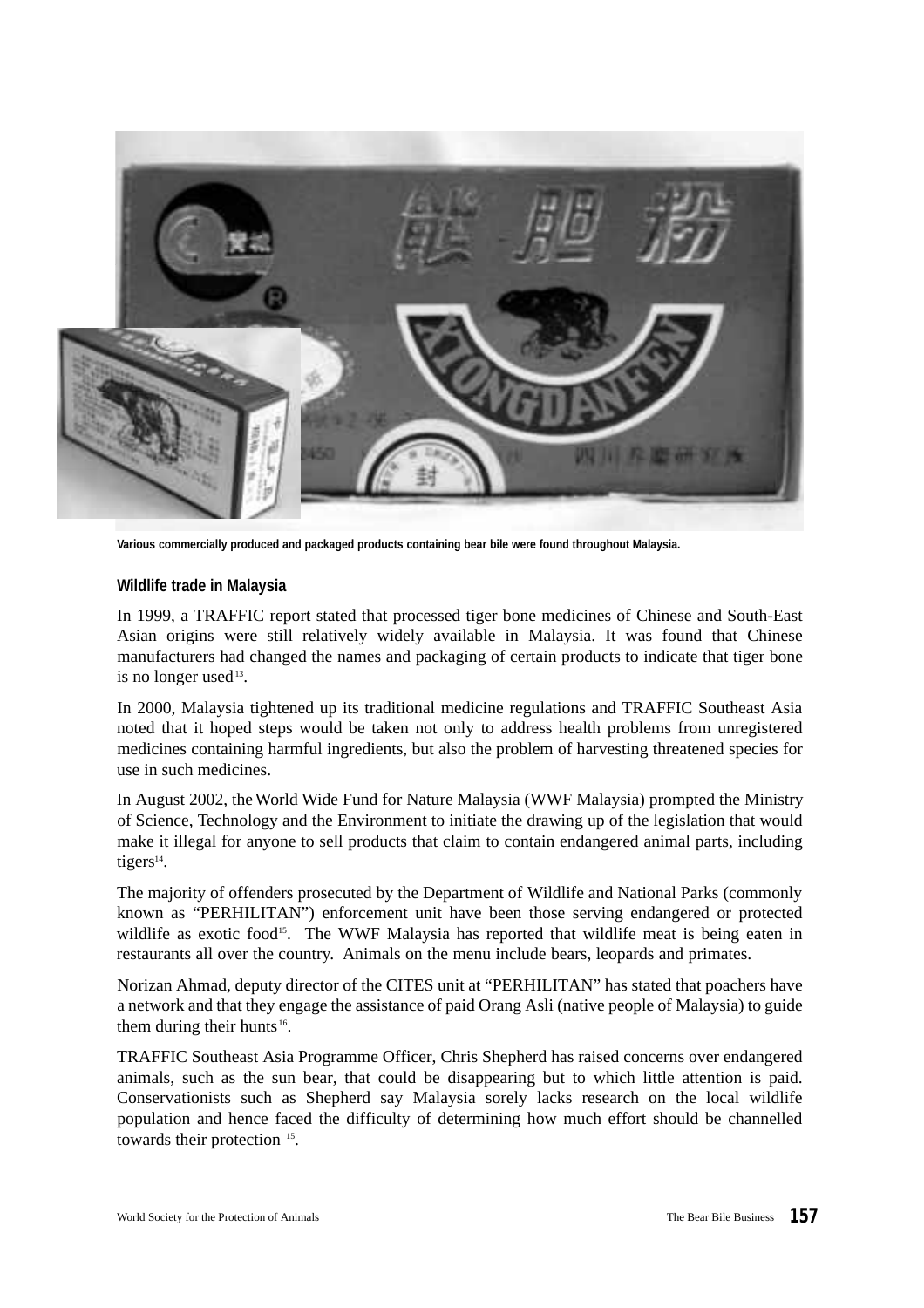Various commercially produced and packaged products containing bear bile were found throughout Malaysia.

## Wildlife trade in Malaysia

In 1999, a TRAFFIC report stated that processed tiger bone medicines of Chinese and South-East Asian origins were still relatively widely available in Malaysia. It was found that Chinese manufacturers had changed the names and packaging of certain products to indicate that tiger bone is no longer used[13].

In 2000, Malaysia tightened up its traditional medicine regulations and TRAFFIC Southeast Asia noted that it hoped steps would be taken not only to address health problems from unregistered medicines containing harmful ingredients, but also the problem of harvesting threatened species for use in such medicines.

In August 2002, the World Wide Fund for Nature Malaysia (WWF Malaysia) prompted the Ministry of Science, Technology and the Environment to initiate the drawing up of the legislation that would make it illegal for anyone to sell products that claim to contain endangered animal parts, including tigers[14].

The majority of offenders prosecuted by the Department of Wildlife and National Parks (commonly known as "PERHILITAN") enforcement unit have been those serving endangered or protected wildlife as exotic food[15]. The WWF Malaysia has reported that wildlife meat is being eaten in restaurants all over the country. Animals on the menu include bears, leopards and primates.

Norizan Ahmad, deputy director of the CITES unit at "PERHILITAN" has stated that poachers have a network and that they engage the assistance of paid Orang Asli (native people of Malaysia) to guide them during their hunts[16].

TRAFFIC Southeast Asia Programme Officer, Chris Shepherd has raised concerns over endangered animals, such as the sun bear, that could be disappearing but to which little attention is paid. Conservationists such as Shepherd say Malaysia sorely lacks research on the local wildlife population and hence faced the difficulty of determining how much effort should be channelled towards their protection [15].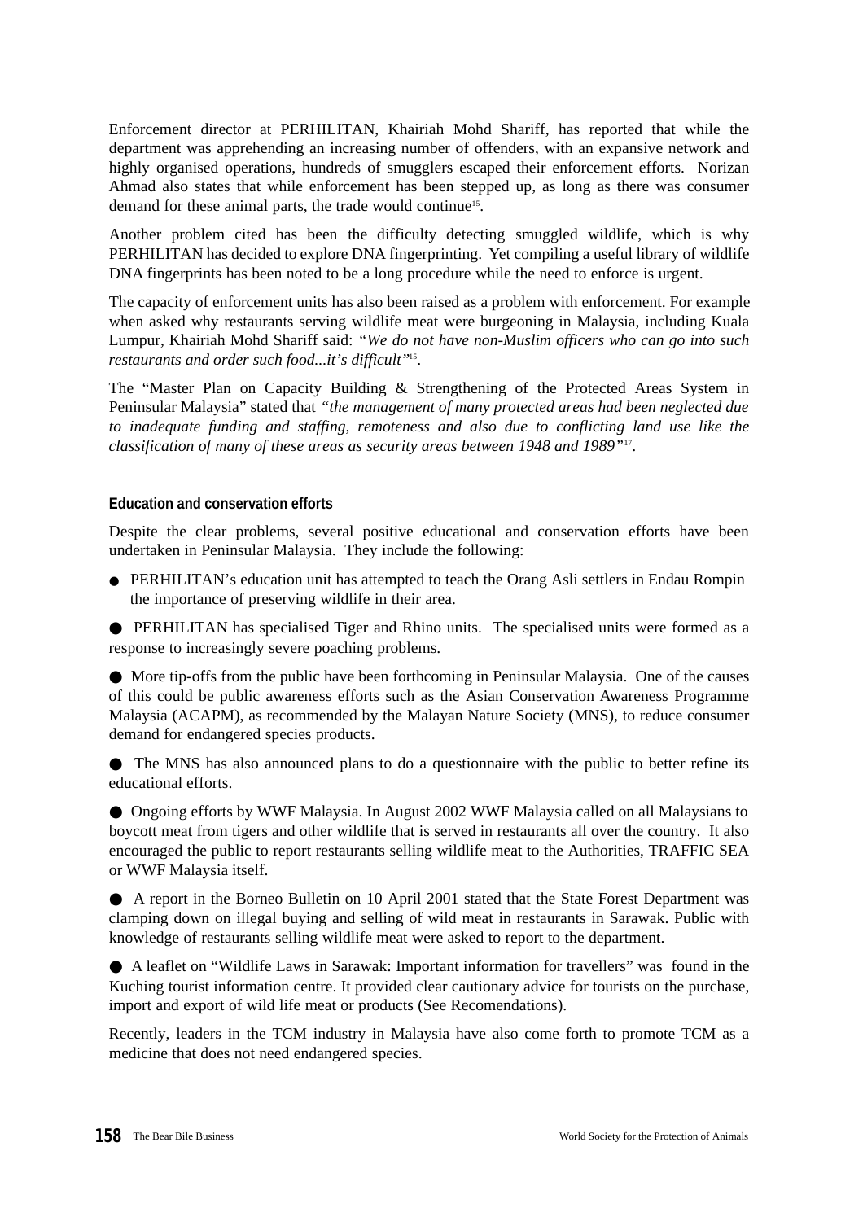Enforcement director at PERHILITAN, Khairiah Mohd Shariff, has reported that while the department was apprehending an increasing number of offenders, with an expansive network and highly organised operations, hundreds of smugglers escaped their enforcement efforts. Norizan Ahmad also states that while enforcement has been stepped up, as long as there was consumer demand for these animal parts, the trade would continue[15].

Another problem cited has been the difficulty detecting smuggled wildlife, which is why PERHILITAN has decided to explore DNA fingerprinting. Yet compiling a useful library of wildlife DNA fingerprints has been noted to be a long procedure while the need to enforce is urgent.

The capacity of enforcement units has also been raised as a problem with enforcement. For example when asked why restaurants serving wildlife meat were burgeoning in Malaysia, including Kuala Lumpur, Khairiah Mohd Shariff said: *"We do not have non-Muslim officers who can go into such restaurants and order such food...it's difficult"*[15].

The "Master Plan on Capacity Building & Strengthening of the Protected Areas System in Peninsular Malaysia" stated that *"the management of many protected areas had been neglected due to inadequate funding and staffing, remoteness and also due to conflicting land use like the classification of many of these areas as security areas between 1948 and 1989"*[17].

#### Education and conservation efforts

Despite the clear problems, several positive educational and conservation efforts have been undertaken in Peninsular Malaysia. They include the following:

- PERHILITAN's education unit has attempted to teach the Orang Asli settlers in Endau Rompin the importance of preserving wildlife in their area.
- PERHILITAN has specialised Tiger and Rhino units. The specialised units were formed as a response to increasingly severe poaching problems.
- More tip-offs from the public have been forthcoming in Peninsular Malaysia. One of the causes of this could be public awareness efforts such as the Asian Conservation Awareness Programme Malaysia (ACAPM), as recommended by the Malayan Nature Society (MNS), to reduce consumer demand for endangered species products.
- The MNS has also announced plans to do a questionnaire with the public to better refine its educational efforts.
- Ongoing efforts by WWF Malaysia. In August 2002 WWF Malaysia called on all Malaysians to boycott meat from tigers and other wildlife that is served in restaurants all over the country. It also encouraged the public to report restaurants selling wildlife meat to the Authorities, TRAFFIC SEA or WWF Malaysia itself.
- A report in the Borneo Bulletin on 10 April 2001 stated that the State Forest Department was clamping down on illegal buying and selling of wild meat in restaurants in Sarawak. Public with knowledge of restaurants selling wildlife meat were asked to report to the department.
- A leaflet on "Wildlife Laws in Sarawak: Important information for travellers" was found in the Kuching tourist information centre. It provided clear cautionary advice for tourists on the purchase, import and export of wild life meat or products (See Recomendations).

Recently, leaders in the TCM industry in Malaysia have also come forth to promote TCM as a medicine that does not need endangered species.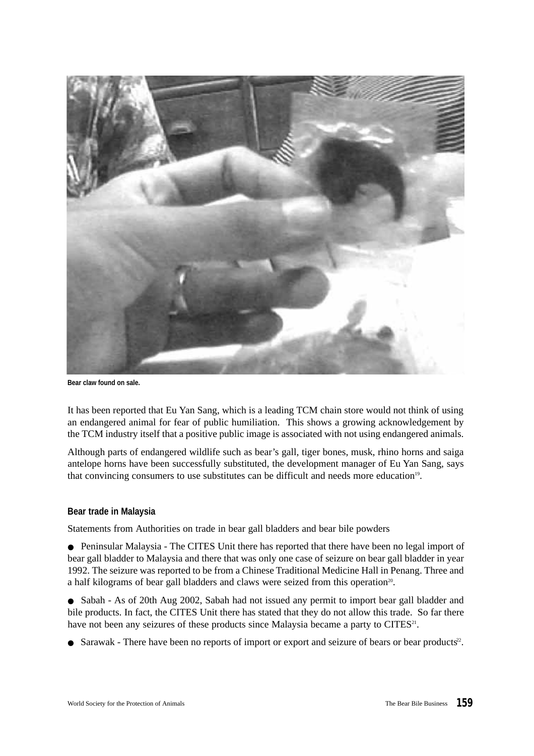Bear claw found on sale.

It has been reported that Eu Yan Sang, which is a leading TCM chain store would not think of using an endangered animal for fear of public humiliation. This shows a growing acknowledgement by the TCM industry itself that a positive public image is associated with not using endangered animals.

Although parts of endangered wildlife such as bear's gall, tiger bones, musk, rhino horns and saiga antelope horns have been successfully substituted, the development manager of Eu Yan Sang, says that convincing consumers to use substitutes can be difficult and needs more education[19].

**Bear trade in Malaysia**

Statements from Authorities on trade in bear gall bladders and bear bile powders

- Peninsular Malaysia - The CITES Unit there has reported that there have been no legal import of bear gall bladder to Malaysia and there that was only one case of seizure on bear gall bladder in year 1992. The seizure was reported to be from a Chinese Traditional Medicine Hall in Penang. Three and a half kilograms of bear gall bladders and claws were seized from this operation[20].
- Sabah - As of 20th Aug 2002, Sabah had not issued any permit to import bear gall bladder and bile products. In fact, the CITES Unit there has stated that they do not allow this trade. So far there have not been any seizures of these products since Malaysia became a party to CITES[21].
- Sarawak - There have been no reports of import or export and seizure of bears or bear products[22].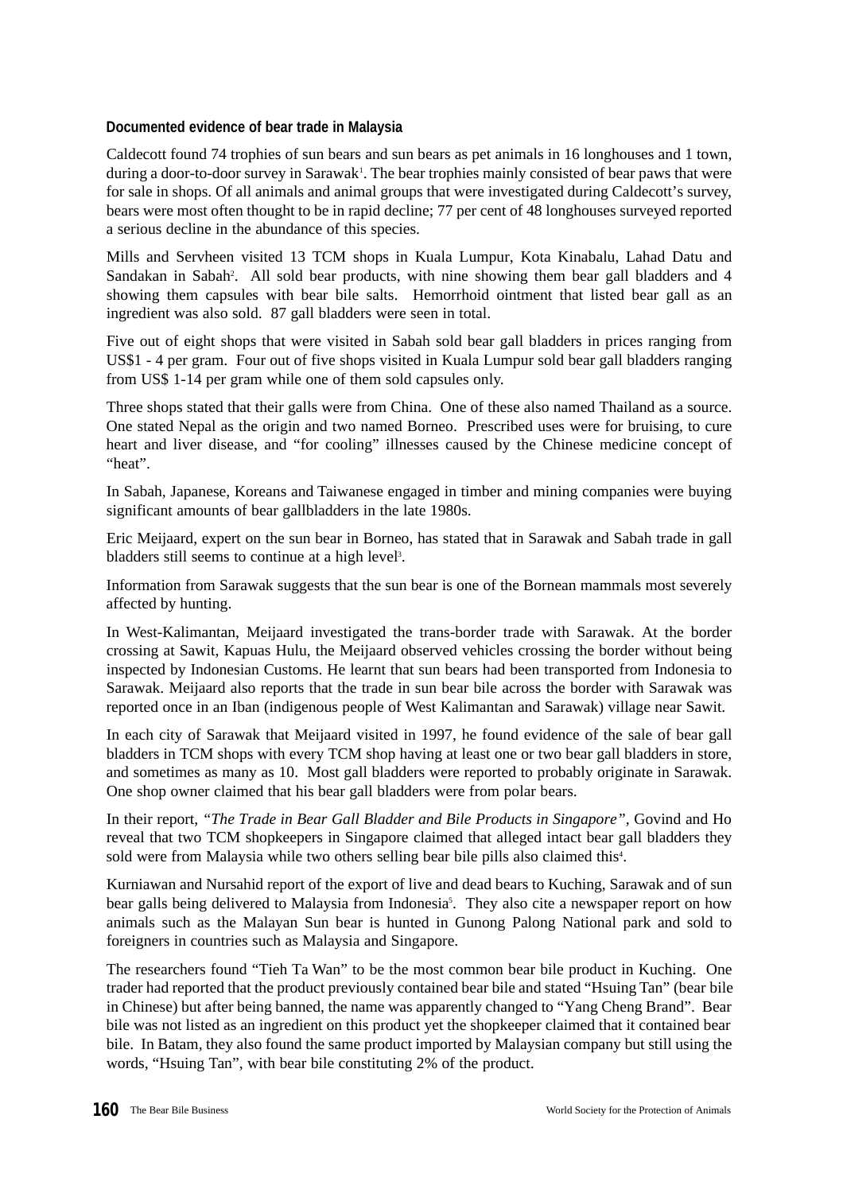**Documented evidence of bear trade in Malaysia**

Caldecott found 74 trophies of sun bears and sun bears as pet animals in 16 longhouses and 1 town, during a door-to-door survey in Sarawak[1]. The bear trophies mainly consisted of bear paws that were for sale in shops. Of all animals and animal groups that were investigated during Caldecott's survey, bears were most often thought to be in rapid decline; 77 per cent of 48 longhouses surveyed reported a serious decline in the abundance of this species.

Mills and Servheen visited 13 TCM shops in Kuala Lumpur, Kota Kinabalu, Lahad Datu and Sandakan in Sabah[2]. All sold bear products, with nine showing them bear gall bladders and 4 showing them capsules with bear bile salts. Hemorrhoid ointment that listed bear gall as an ingredient was also sold. 87 gall bladders were seen in total.

Five out of eight shops that were visited in Sabah sold bear gall bladders in prices ranging from US$1 - 4 per gram. Four out of five shops visited in Kuala Lumpur sold bear gall bladders ranging from US$ 1-14 per gram while one of them sold capsules only.

Three shops stated that their galls were from China. One of these also named Thailand as a source. One stated Nepal as the origin and two named Borneo. Prescribed uses were for bruising, to cure heart and liver disease, and "for cooling" illnesses caused by the Chinese medicine concept of "heat".

In Sabah, Japanese, Koreans and Taiwanese engaged in timber and mining companies were buying significant amounts of bear gallbladders in the late 1980s.

Eric Meijaard, expert on the sun bear in Borneo, has stated that in Sarawak and Sabah trade in gall bladders still seems to continue at a high level[3].

Information from Sarawak suggests that the sun bear is one of the Bornean mammals most severely affected by hunting.

In West-Kalimantan, Meijaard investigated the trans-border trade with Sarawak. At the border crossing at Sawit, Kapuas Hulu, the Meijaard observed vehicles crossing the border without being inspected by Indonesian Customs. He learnt that sun bears had been transported from Indonesia to Sarawak. Meijaard also reports that the trade in sun bear bile across the border with Sarawak was reported once in an Iban (indigenous people of West Kalimantan and Sarawak) village near Sawit.

In each city of Sarawak that Meijaard visited in 1997, he found evidence of the sale of bear gall bladders in TCM shops with every TCM shop having at least one or two bear gall bladders in store, and sometimes as many as 10. Most gall bladders were reported to probably originate in Sarawak. One shop owner claimed that his bear gall bladders were from polar bears.

In their report, *"The Trade in Bear Gall Bladder and Bile Products in Singapore"*, Govind and Ho reveal that two TCM shopkeepers in Singapore claimed that alleged intact bear gall bladders they sold were from Malaysia while two others selling bear bile pills also claimed this[4].

Kurniawan and Nursahid report of the export of live and dead bears to Kuching, Sarawak and of sun bear galls being delivered to Malaysia from Indonesia[5]. They also cite a newspaper report on how animals such as the Malayan Sun bear is hunted in Gunong Palong National park and sold to foreigners in countries such as Malaysia and Singapore.

The researchers found "Tieh Ta Wan" to be the most common bear bile product in Kuching. One trader had reported that the product previously contained bear bile and stated "Hsuing Tan" (bear bile in Chinese) but after being banned, the name was apparently changed to "Yang Cheng Brand". Bear bile was not listed as an ingredient on this product yet the shopkeeper claimed that it contained bear bile. In Batam, they also found the same product imported by Malaysian company but still using the words, "Hsuing Tan", with bear bile constituting 2% of the product.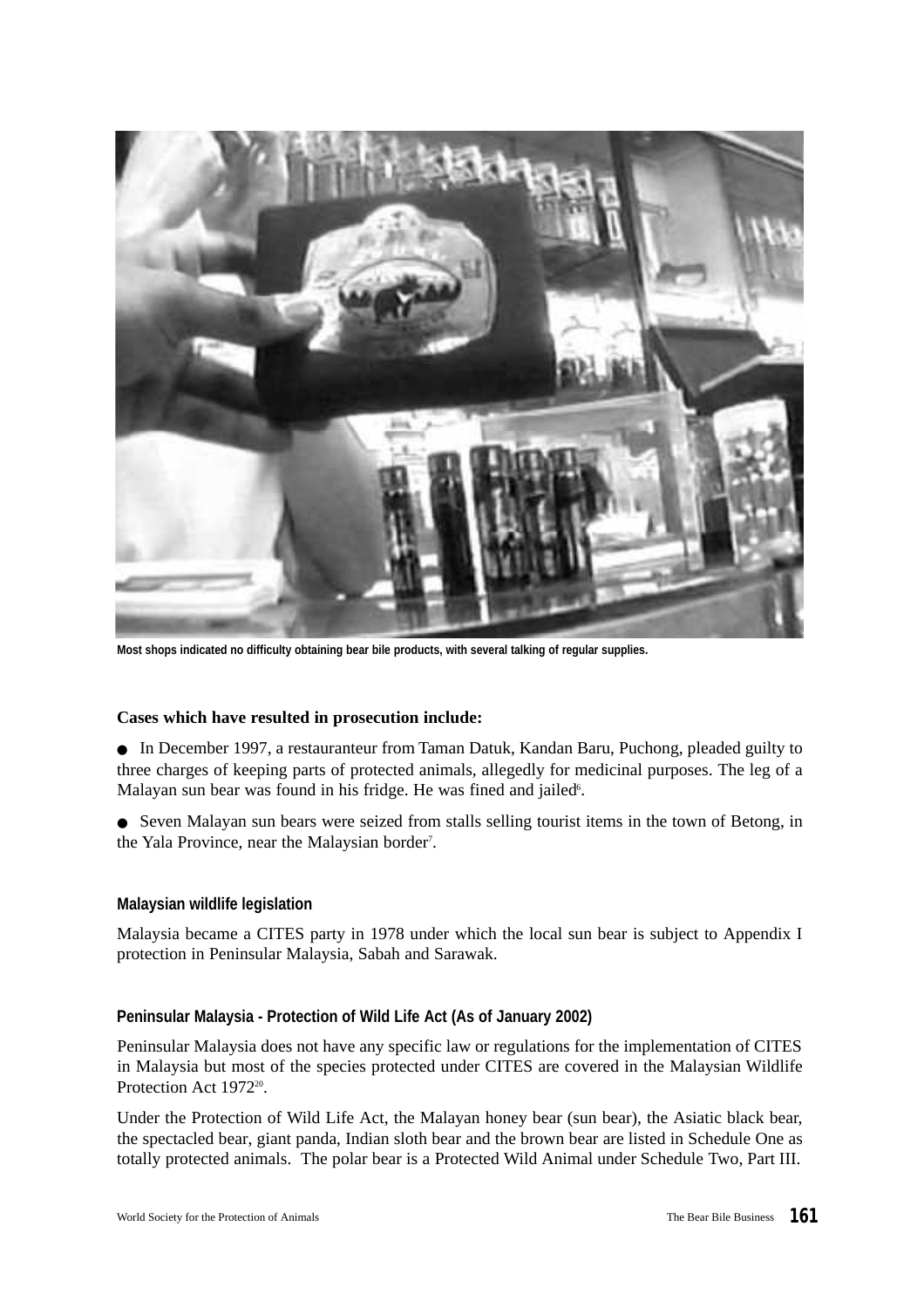Most shops indicated no difficulty obtaining bear bile products, with several talking of regular supplies.

**Cases which have resulted in prosecution include:**

- In December 1997, a restauranteur from Taman Datuk, Kandan Baru, Puchong, pleaded guilty to three charges of keeping parts of protected animals, allegedly for medicinal purposes. The leg of a Malayan sun bear was found in his fridge. He was fined and jailed[6].
- Seven Malayan sun bears were seized from stalls selling tourist items in the town of Betong, in the Yala Province, near the Malaysian border[7].

### Malaysian wildlife legislation

Malaysia became a CITES party in 1978 under which the local sun bear is subject to Appendix I protection in Peninsular Malaysia, Sabah and Sarawak.

### Peninsular Malaysia - Protection of Wild Life Act (As of January 2002)

Peninsular Malaysia does not have any specific law or regulations for the implementation of CITES in Malaysia but most of the species protected under CITES are covered in the Malaysian Wildlife Protection Act 1972[20].

Under the Protection of Wild Life Act, the Malayan honey bear (sun bear), the Asiatic black bear, the spectacled bear, giant panda, Indian sloth bear and the brown bear are listed in Schedule One as totally protected animals. The polar bear is a Protected Wild Animal under Schedule Two, Part III.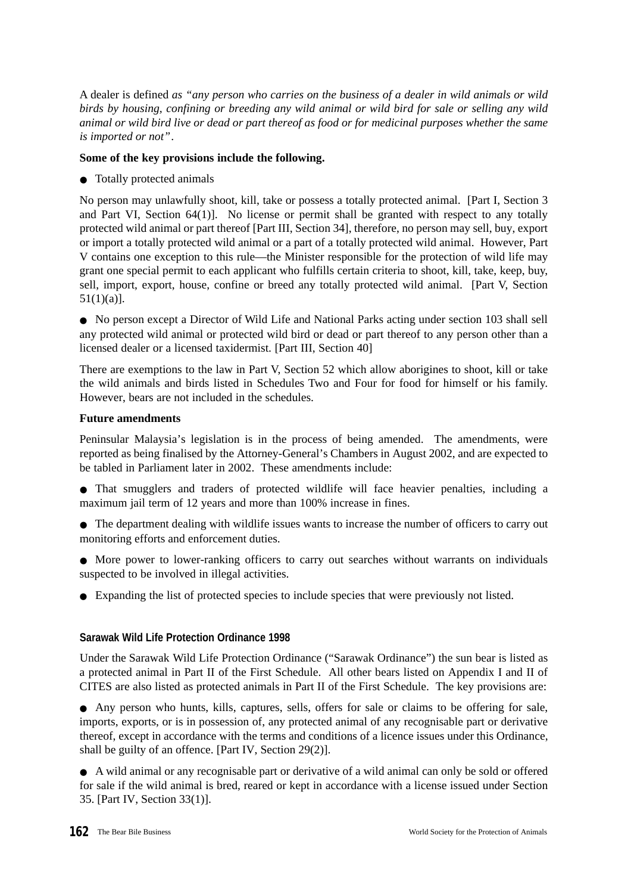A dealer is defined *as "any person who carries on the business of a dealer in wild animals or wild birds by housing, confining or breeding any wild animal or wild bird for sale or selling any wild animal or wild bird live or dead or part thereof as food or for medicinal purposes whether the same is imported or not"*.

**Some of the key provisions include the following.**

- Totally protected animals

No person may unlawfully shoot, kill, take or possess a totally protected animal. [Part I, Section 3 and Part VI, Section 64(1)]. No license or permit shall be granted with respect to any totally protected wild animal or part thereof [Part III, Section 34], therefore, no person may sell, buy, export or import a totally protected wild animal or a part of a totally protected wild animal. However, Part V contains one exception to this rule—the Minister responsible for the protection of wild life may grant one special permit to each applicant who fulfills certain criteria to shoot, kill, take, keep, buy, sell, import, export, house, confine or breed any totally protected wild animal. [Part V, Section 51(1)(a)].

- No person except a Director of Wild Life and National Parks acting under section 103 shall sell any protected wild animal or protected wild bird or dead or part thereof to any person other than a licensed dealer or a licensed taxidermist. [Part III, Section 40]

There are exemptions to the law in Part V, Section 52 which allow aborigines to shoot, kill or take the wild animals and birds listed in Schedules Two and Four for food for himself or his family. However, bears are not included in the schedules.

**Future amendments**

Peninsular Malaysia's legislation is in the process of being amended. The amendments, were reported as being finalised by the Attorney-General's Chambers in August 2002, and are expected to be tabled in Parliament later in 2002. These amendments include:

- That smugglers and traders of protected wildlife will face heavier penalties, including a maximum jail term of 12 years and more than 100% increase in fines.
- The department dealing with wildlife issues wants to increase the number of officers to carry out monitoring efforts and enforcement duties.
- More power to lower-ranking officers to carry out searches without warrants on individuals suspected to be involved in illegal activities.
- Expanding the list of protected species to include species that were previously not listed.

### Sarawak Wild Life Protection Ordinance 1998

Under the Sarawak Wild Life Protection Ordinance ("Sarawak Ordinance") the sun bear is listed as a protected animal in Part II of the First Schedule. All other bears listed on Appendix I and II of CITES are also listed as protected animals in Part II of the First Schedule. The key provisions are:

- Any person who hunts, kills, captures, sells, offers for sale or claims to be offering for sale, imports, exports, or is in possession of, any protected animal of any recognisable part or derivative thereof, except in accordance with the terms and conditions of a licence issues under this Ordinance, shall be guilty of an offence. [Part IV, Section 29(2)].
- A wild animal or any recognisable part or derivative of a wild animal can only be sold or offered for sale if the wild animal is bred, reared or kept in accordance with a license issued under Section 35. [Part IV, Section 33(1)].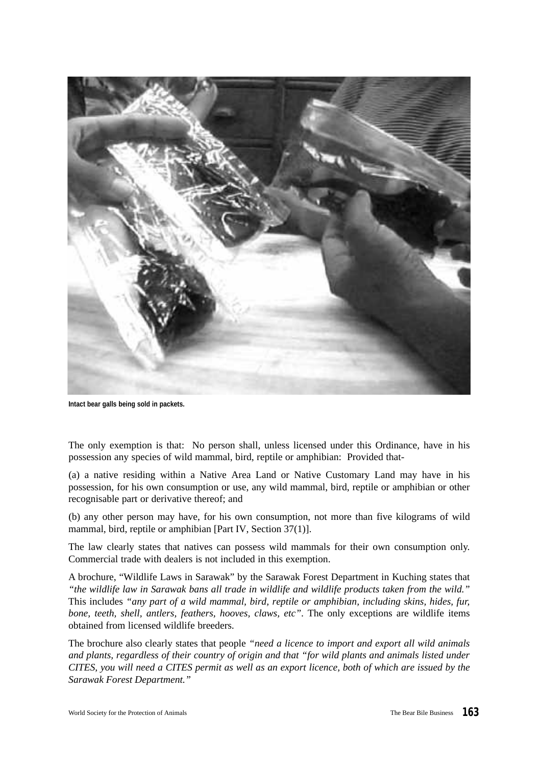Intact bear galls being sold in packets.

The only exemption is that: No person shall, unless licensed under this Ordinance, have in his possession any species of wild mammal, bird, reptile or amphibian: Provided that-

(a) a native residing within a Native Area Land or Native Customary Land may have in his possession, for his own consumption or use, any wild mammal, bird, reptile or amphibian or other recognisable part or derivative thereof; and

(b) any other person may have, for his own consumption, not more than five kilograms of wild mammal, bird, reptile or amphibian [Part IV, Section 37(1)].

The law clearly states that natives can possess wild mammals for their own consumption only. Commercial trade with dealers is not included in this exemption.

A brochure, "Wildlife Laws in Sarawak" by the Sarawak Forest Department in Kuching states that *"the wildlife law in Sarawak bans all trade in wildlife and wildlife products taken from the wild."* This includes *"any part of a wild mammal, bird, reptile or amphibian, including skins, hides, fur, bone, teeth, shell, antlers, feathers, hooves, claws, etc"*. The only exceptions are wildlife items obtained from licensed wildlife breeders.

The brochure also clearly states that people *"need a licence to import and export all wild animals and plants, regardless of their country of origin and that "for wild plants and animals listed under CITES, you will need a CITES permit as well as an export licence, both of which are issued by the Sarawak Forest Department."*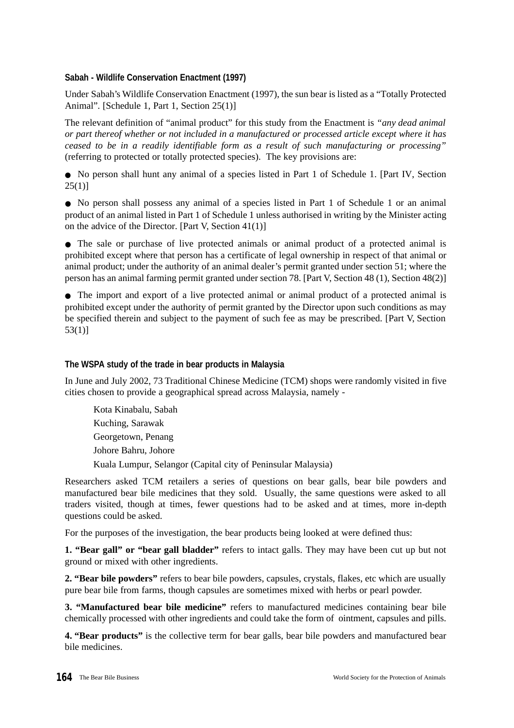### Sabah - Wildlife Conservation Enactment (1997)

Under Sabah's Wildlife Conservation Enactment (1997), the sun bear is listed as a "Totally Protected Animal". [Schedule 1, Part 1, Section 25(1)]

The relevant definition of "animal product" for this study from the Enactment is *"any dead animal or part thereof whether or not included in a manufactured or processed article except where it has ceased to be in a readily identifiable form as a result of such manufacturing or processing"* (referring to protected or totally protected species). The key provisions are:

- No person shall hunt any animal of a species listed in Part 1 of Schedule 1. [Part IV, Section 25(1)]
- No person shall possess any animal of a species listed in Part 1 of Schedule 1 or an animal product of an animal listed in Part 1 of Schedule 1 unless authorised in writing by the Minister acting on the advice of the Director. [Part V, Section 41(1)]
- The sale or purchase of live protected animals or animal product of a protected animal is prohibited except where that person has a certificate of legal ownership in respect of that animal or animal product; under the authority of an animal dealer's permit granted under section 51; where the person has an animal farming permit granted under section 78. [Part V, Section 48 (1), Section 48(2)]
- The import and export of a live protected animal or animal product of a protected animal is prohibited except under the authority of permit granted by the Director upon such conditions as may be specified therein and subject to the payment of such fee as may be prescribed. [Part V, Section 53(1)]

### The WSPA study of the trade in bear products in Malaysia

In June and July 2002, 73 Traditional Chinese Medicine (TCM) shops were randomly visited in five cities chosen to provide a geographical spread across Malaysia, namely -

Kota Kinabalu, Sabah
Kuching, Sarawak
Georgetown, Penang
Johore Bahru, Johore
Kuala Lumpur, Selangor (Capital city of Peninsular Malaysia)

Researchers asked TCM retailers a series of questions on bear galls, bear bile powders and manufactured bear bile medicines that they sold. Usually, the same questions were asked to all traders visited, though at times, fewer questions had to be asked and at times, more in-depth questions could be asked.

For the purposes of the investigation, the bear products being looked at were defined thus:

**1. "Bear gall" or "bear gall bladder"** refers to intact galls. They may have been cut up but not ground or mixed with other ingredients.

**2. "Bear bile powders"** refers to bear bile powders, capsules, crystals, flakes, etc which are usually pure bear bile from farms, though capsules are sometimes mixed with herbs or pearl powder.

**3. "Manufactured bear bile medicine"** refers to manufactured medicines containing bear bile chemically processed with other ingredients and could take the form of ointment, capsules and pills.

**4. "Bear products"** is the collective term for bear galls, bear bile powders and manufactured bear bile medicines.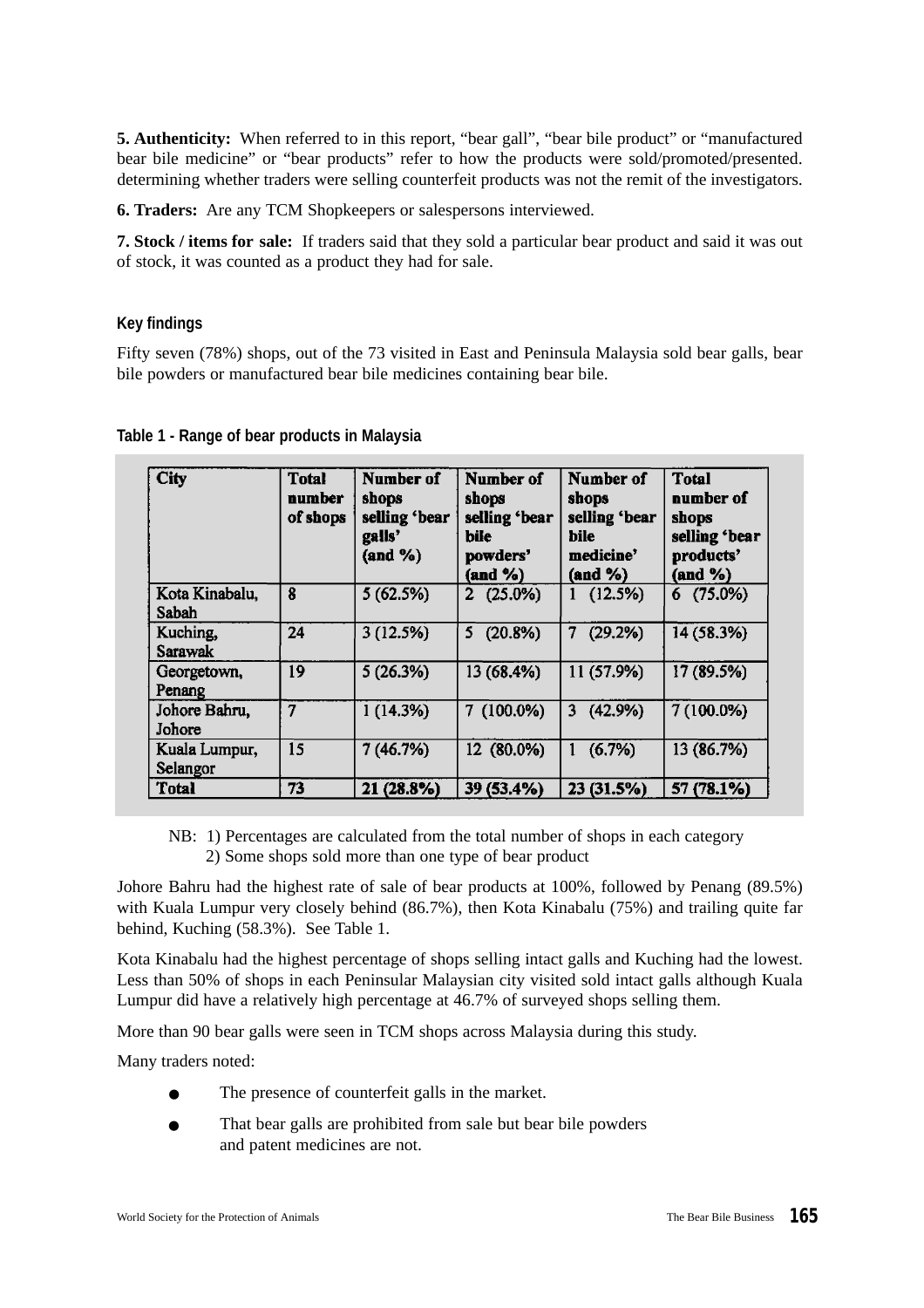**5. Authenticity:** When referred to in this report, "bear gall", "bear bile product" or "manufactured bear bile medicine" or "bear products" refer to how the products were sold/promoted/presented. determining whether traders were selling counterfeit products was not the remit of the investigators.

**6. Traders:** Are any TCM Shopkeepers or salespersons interviewed.

**7. Stock / items for sale:** If traders said that they sold a particular bear product and said it was out of stock, it was counted as a product they had for sale.

### Key findings

Fifty seven (78%) shops, out of the 73 visited in East and Peninsula Malaysia sold bear galls, bear bile powders or manufactured bear bile medicines containing bear bile.

**Table 1 - Range of bear products in Malaysia**

| City | Total number of shops | Number of shops selling 'bear galls' (and %) | Number of shops selling 'bear bile powders' (and %) | Number of shops selling 'bear bile medicine' (and %) | Total number of shops selling 'bear products' (and %) |
|---|---|---|---|---|---|
| Kota Kinabalu, Sabah | 8 | 5 (62.5%) | 2 (25.0%) | 1 (12.5%) | 6 (75.0%) |
| Kuching, Sarawak | 24 | 3 (12.5%) | 5 (20.8%) | 7 (29.2%) | 14 (58.3%) |
| Georgetown, Penang | 19 | 5 (26.3%) | 13 (68.4%) | 11 (57.9%) | 17 (89.5%) |
| Johore Bahru, Johore | 7 | 1 (14.3%) | 7 (100.0%) | 3 (42.9%) | 7 (100.0%) |
| Kuala Lumpur, Selangor | 15 | 7 (46.7%) | 12 (80.0%) | 1 (6.7%) | 13 (86.7%) |
| **Total** | **73** | **21 (28.8%)** | **39 (53.4%)** | **23 (31.5%)** | **57 (78.1%)** |

NB: 1) Percentages are calculated from the total number of shops in each category
2) Some shops sold more than one type of bear product

Johore Bahru had the highest rate of sale of bear products at 100%, followed by Penang (89.5%) with Kuala Lumpur very closely behind (86.7%), then Kota Kinabalu (75%) and trailing quite far behind, Kuching (58.3%). See Table 1.

Kota Kinabalu had the highest percentage of shops selling intact galls and Kuching had the lowest. Less than 50% of shops in each Peninsular Malaysian city visited sold intact galls although Kuala Lumpur did have a relatively high percentage at 46.7% of surveyed shops selling them.

More than 90 bear galls were seen in TCM shops across Malaysia during this study.

Many traders noted:

- The presence of counterfeit galls in the market.
- That bear galls are prohibited from sale but bear bile powders and patent medicines are not.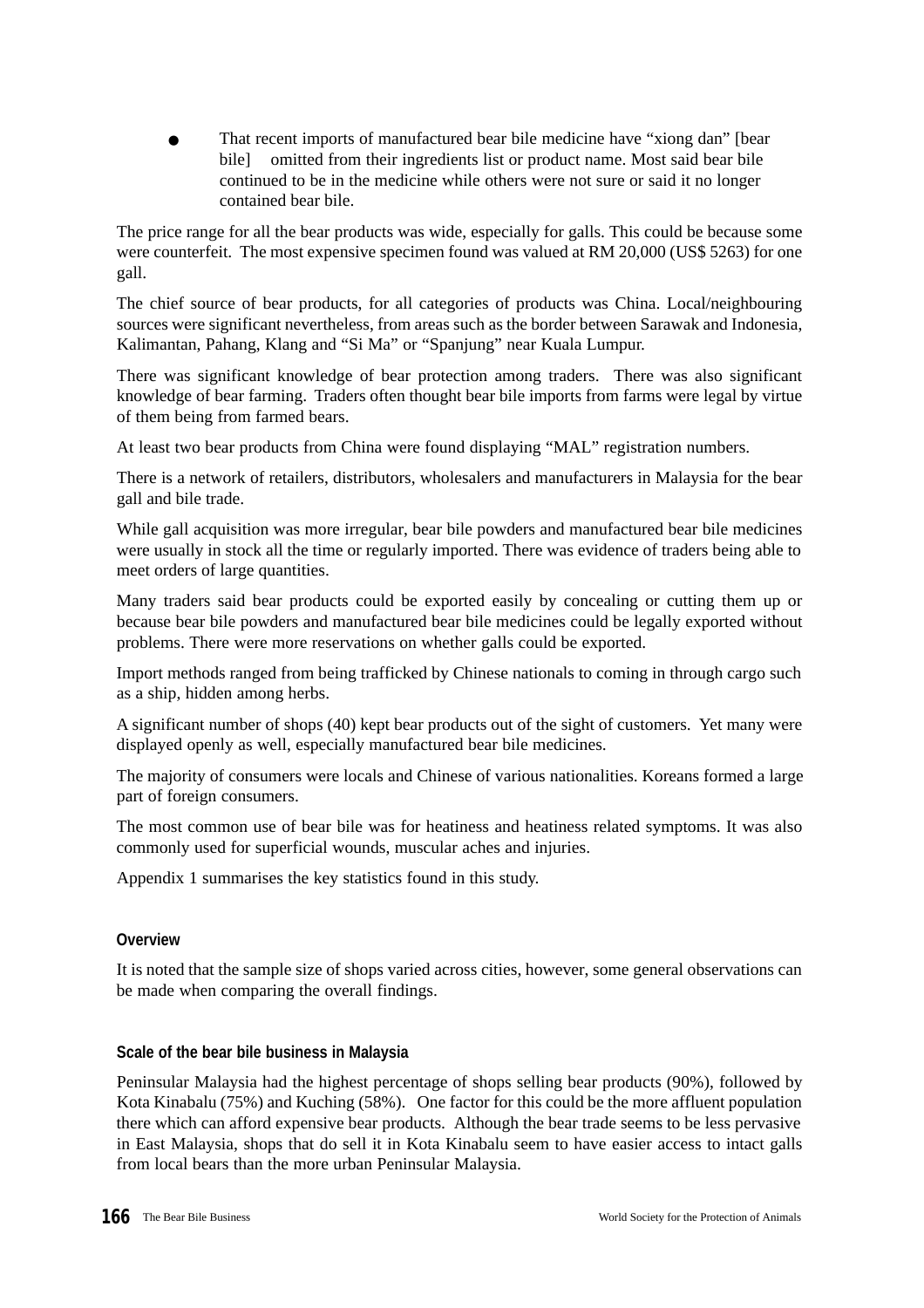- That recent imports of manufactured bear bile medicine have "xiong dan" [bear bile] omitted from their ingredients list or product name. Most said bear bile continued to be in the medicine while others were not sure or said it no longer contained bear bile.

The price range for all the bear products was wide, especially for galls. This could be because some were counterfeit. The most expensive specimen found was valued at RM 20,000 (US$ 5263) for one gall.

The chief source of bear products, for all categories of products was China. Local/neighbouring sources were significant nevertheless, from areas such as the border between Sarawak and Indonesia, Kalimantan, Pahang, Klang and "Si Ma" or "Spanjung" near Kuala Lumpur.

There was significant knowledge of bear protection among traders. There was also significant knowledge of bear farming. Traders often thought bear bile imports from farms were legal by virtue of them being from farmed bears.

At least two bear products from China were found displaying "MAL" registration numbers.

There is a network of retailers, distributors, wholesalers and manufacturers in Malaysia for the bear gall and bile trade.

While gall acquisition was more irregular, bear bile powders and manufactured bear bile medicines were usually in stock all the time or regularly imported. There was evidence of traders being able to meet orders of large quantities.

Many traders said bear products could be exported easily by concealing or cutting them up or because bear bile powders and manufactured bear bile medicines could be legally exported without problems. There were more reservations on whether galls could be exported.

Import methods ranged from being trafficked by Chinese nationals to coming in through cargo such as a ship, hidden among herbs.

A significant number of shops (40) kept bear products out of the sight of customers. Yet many were displayed openly as well, especially manufactured bear bile medicines.

The majority of consumers were locals and Chinese of various nationalities. Koreans formed a large part of foreign consumers.

The most common use of bear bile was for heatiness and heatiness related symptoms. It was also commonly used for superficial wounds, muscular aches and injuries.

Appendix 1 summarises the key statistics found in this study.

### Overview

It is noted that the sample size of shops varied across cities, however, some general observations can be made when comparing the overall findings.

### Scale of the bear bile business in Malaysia

Peninsular Malaysia had the highest percentage of shops selling bear products (90%), followed by Kota Kinabalu (75%) and Kuching (58%). One factor for this could be the more affluent population there which can afford expensive bear products. Although the bear trade seems to be less pervasive in East Malaysia, shops that do sell it in Kota Kinabalu seem to have easier access to intact galls from local bears than the more urban Peninsular Malaysia.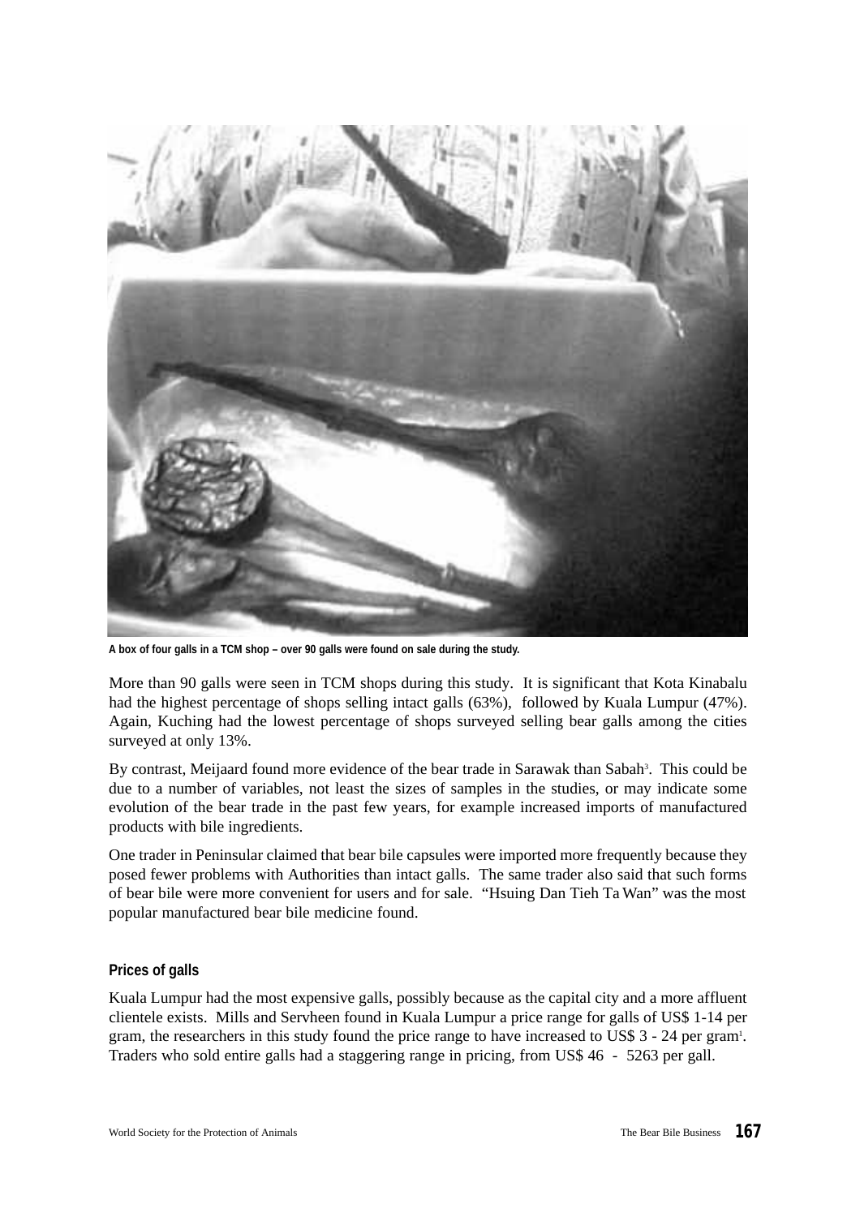A box of four galls in a TCM shop – over 90 galls were found on sale during the study.

More than 90 galls were seen in TCM shops during this study. It is significant that Kota Kinabalu had the highest percentage of shops selling intact galls (63%), followed by Kuala Lumpur (47%). Again, Kuching had the lowest percentage of shops surveyed selling bear galls among the cities surveyed at only 13%.

By contrast, Meijaard found more evidence of the bear trade in Sarawak than Sabah[3]. This could be due to a number of variables, not least the sizes of samples in the studies, or may indicate some evolution of the bear trade in the past few years, for example increased imports of manufactured products with bile ingredients.

One trader in Peninsular claimed that bear bile capsules were imported more frequently because they posed fewer problems with Authorities than intact galls. The same trader also said that such forms of bear bile were more convenient for users and for sale. "Hsuing Dan Tieh Ta Wan" was the most popular manufactured bear bile medicine found.

### Prices of galls

Kuala Lumpur had the most expensive galls, possibly because as the capital city and a more affluent clientele exists. Mills and Servheen found in Kuala Lumpur a price range for galls of US$ 1-14 per gram, the researchers in this study found the price range to have increased to US$ 3 - 24 per gram[1]. Traders who sold entire galls had a staggering range in pricing, from US$ 46 - 5263 per gall.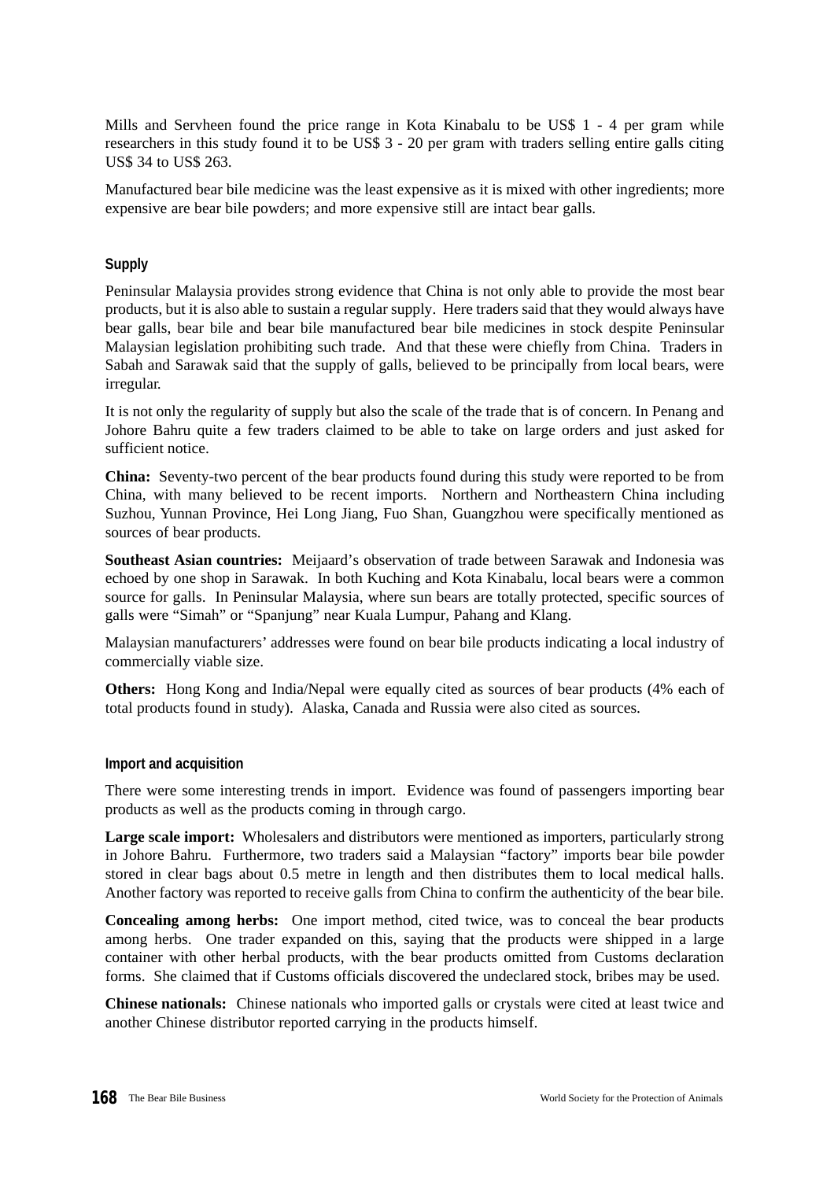Mills and Servheen found the price range in Kota Kinabalu to be US$ 1 - 4 per gram while researchers in this study found it to be US$ 3 - 20 per gram with traders selling entire galls citing US$ 34 to US$ 263.

Manufactured bear bile medicine was the least expensive as it is mixed with other ingredients; more expensive are bear bile powders; and more expensive still are intact bear galls.

### Supply

Peninsular Malaysia provides strong evidence that China is not only able to provide the most bear products, but it is also able to sustain a regular supply. Here traders said that they would always have bear galls, bear bile and bear bile manufactured bear bile medicines in stock despite Peninsular Malaysian legislation prohibiting such trade. And that these were chiefly from China. Traders in Sabah and Sarawak said that the supply of galls, believed to be principally from local bears, were irregular.

It is not only the regularity of supply but also the scale of the trade that is of concern. In Penang and Johore Bahru quite a few traders claimed to be able to take on large orders and just asked for sufficient notice.

**China:** Seventy-two percent of the bear products found during this study were reported to be from China, with many believed to be recent imports. Northern and Northeastern China including Suzhou, Yunnan Province, Hei Long Jiang, Fuo Shan, Guangzhou were specifically mentioned as sources of bear products.

**Southeast Asian countries:** Meijaard's observation of trade between Sarawak and Indonesia was echoed by one shop in Sarawak. In both Kuching and Kota Kinabalu, local bears were a common source for galls. In Peninsular Malaysia, where sun bears are totally protected, specific sources of galls were "Simah" or "Spanjung" near Kuala Lumpur, Pahang and Klang.

Malaysian manufacturers' addresses were found on bear bile products indicating a local industry of commercially viable size.

**Others:** Hong Kong and India/Nepal were equally cited as sources of bear products (4% each of total products found in study). Alaska, Canada and Russia were also cited as sources.

### Import and acquisition

There were some interesting trends in import. Evidence was found of passengers importing bear products as well as the products coming in through cargo.

**Large scale import:** Wholesalers and distributors were mentioned as importers, particularly strong in Johore Bahru. Furthermore, two traders said a Malaysian "factory" imports bear bile powder stored in clear bags about 0.5 metre in length and then distributes them to local medical halls. Another factory was reported to receive galls from China to confirm the authenticity of the bear bile.

**Concealing among herbs:** One import method, cited twice, was to conceal the bear products among herbs. One trader expanded on this, saying that the products were shipped in a large container with other herbal products, with the bear products omitted from Customs declaration forms. She claimed that if Customs officials discovered the undeclared stock, bribes may be used.

**Chinese nationals:** Chinese nationals who imported galls or crystals were cited at least twice and another Chinese distributor reported carrying in the products himself.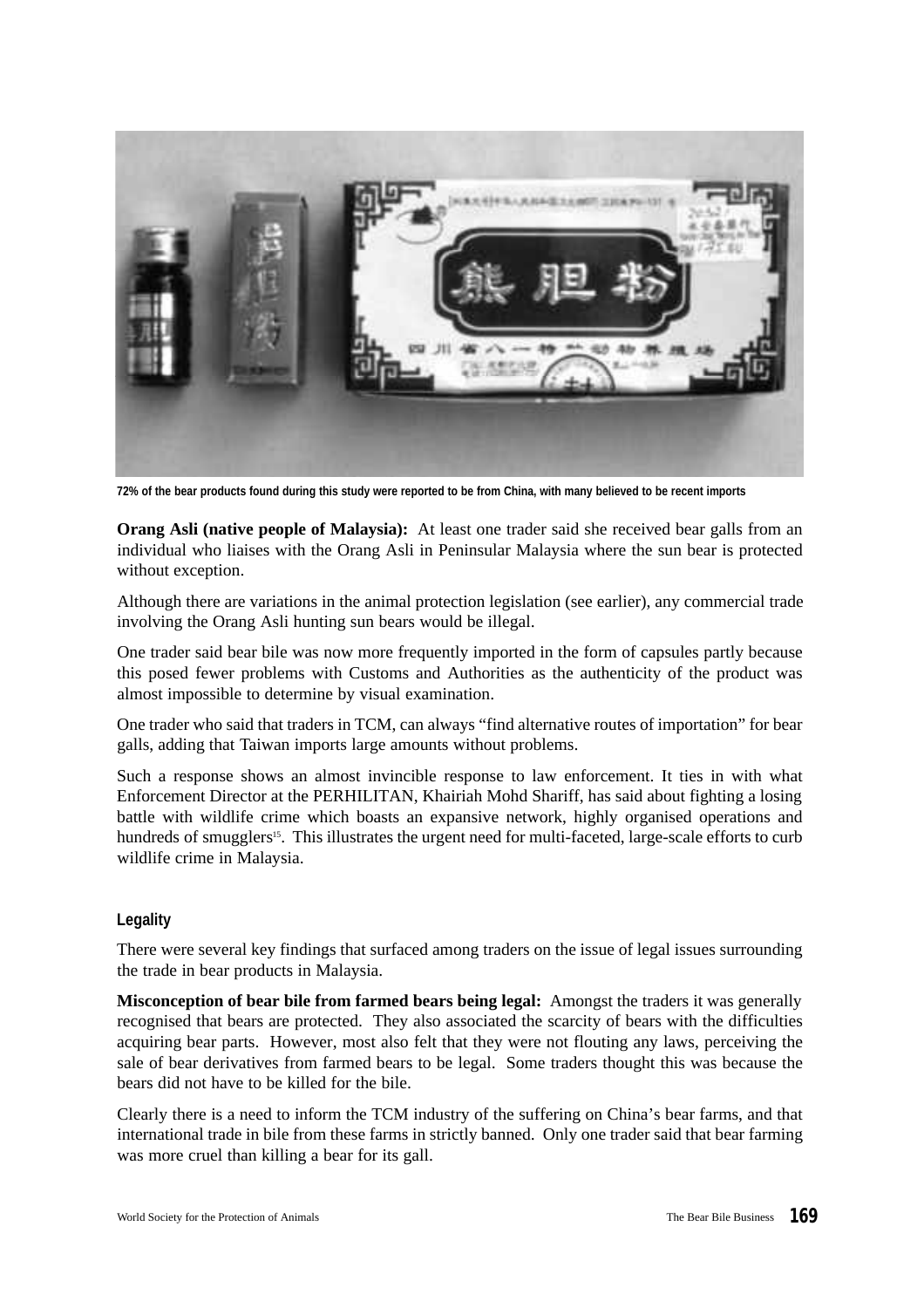72% of the bear products found during this study were reported to be from China, with many believed to be recent imports

**Orang Asli (native people of Malaysia):** At least one trader said she received bear galls from an individual who liaises with the Orang Asli in Peninsular Malaysia where the sun bear is protected without exception.

Although there are variations in the animal protection legislation (see earlier), any commercial trade involving the Orang Asli hunting sun bears would be illegal.

One trader said bear bile was now more frequently imported in the form of capsules partly because this posed fewer problems with Customs and Authorities as the authenticity of the product was almost impossible to determine by visual examination.

One trader who said that traders in TCM, can always "find alternative routes of importation" for bear galls, adding that Taiwan imports large amounts without problems.

Such a response shows an almost invincible response to law enforcement. It ties in with what Enforcement Director at the PERHILITAN, Khairiah Mohd Shariff, has said about fighting a losing battle with wildlife crime which boasts an expansive network, highly organised operations and hundreds of smugglers[15]. This illustrates the urgent need for multi-faceted, large-scale efforts to curb wildlife crime in Malaysia.

### Legality

There were several key findings that surfaced among traders on the issue of legal issues surrounding the trade in bear products in Malaysia.

**Misconception of bear bile from farmed bears being legal:** Amongst the traders it was generally recognised that bears are protected. They also associated the scarcity of bears with the difficulties acquiring bear parts. However, most also felt that they were not flouting any laws, perceiving the sale of bear derivatives from farmed bears to be legal. Some traders thought this was because the bears did not have to be killed for the bile.

Clearly there is a need to inform the TCM industry of the suffering on China's bear farms, and that international trade in bile from these farms in strictly banned. Only one trader said that bear farming was more cruel than killing a bear for its gall.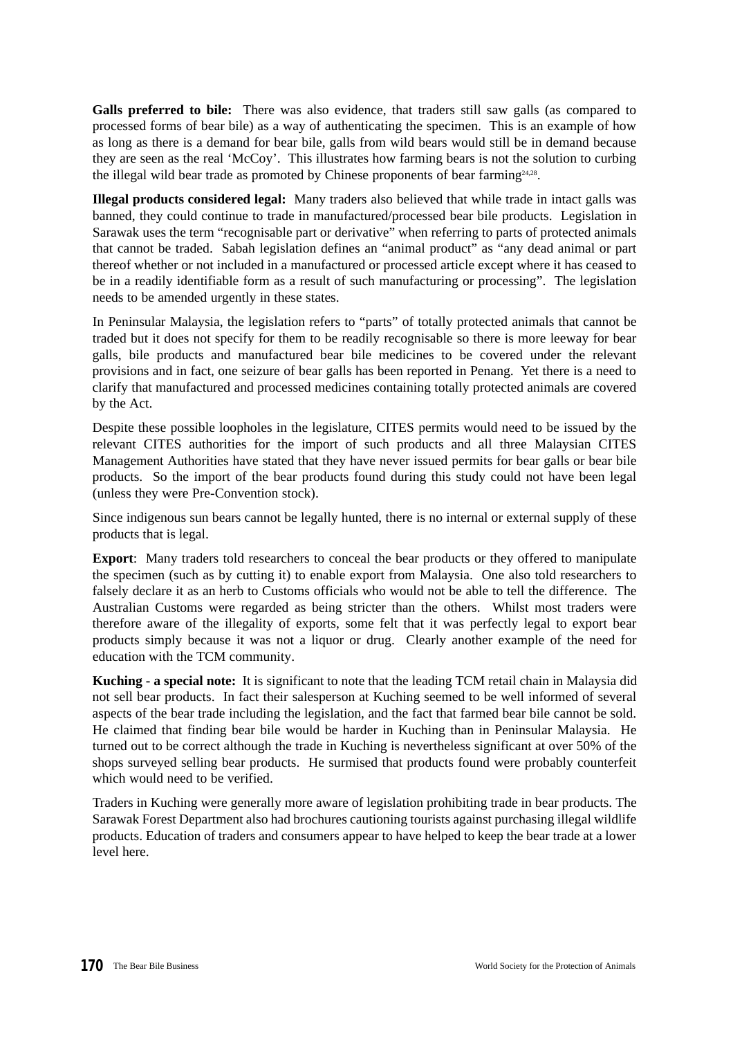**Galls preferred to bile:** There was also evidence, that traders still saw galls (as compared to processed forms of bear bile) as a way of authenticating the specimen. This is an example of how as long as there is a demand for bear bile, galls from wild bears would still be in demand because they are seen as the real 'McCoy'. This illustrates how farming bears is not the solution to curbing the illegal wild bear trade as promoted by Chinese proponents of bear farming[24,28].

**Illegal products considered legal:** Many traders also believed that while trade in intact galls was banned, they could continue to trade in manufactured/processed bear bile products. Legislation in Sarawak uses the term "recognisable part or derivative" when referring to parts of protected animals that cannot be traded. Sabah legislation defines an "animal product" as "any dead animal or part thereof whether or not included in a manufactured or processed article except where it has ceased to be in a readily identifiable form as a result of such manufacturing or processing". The legislation needs to be amended urgently in these states.

In Peninsular Malaysia, the legislation refers to "parts" of totally protected animals that cannot be traded but it does not specify for them to be readily recognisable so there is more leeway for bear galls, bile products and manufactured bear bile medicines to be covered under the relevant provisions and in fact, one seizure of bear galls has been reported in Penang. Yet there is a need to clarify that manufactured and processed medicines containing totally protected animals are covered by the Act.

Despite these possible loopholes in the legislature, CITES permits would need to be issued by the relevant CITES authorities for the import of such products and all three Malaysian CITES Management Authorities have stated that they have never issued permits for bear galls or bear bile products. So the import of the bear products found during this study could not have been legal (unless they were Pre-Convention stock).

Since indigenous sun bears cannot be legally hunted, there is no internal or external supply of these products that is legal.

**Export**: Many traders told researchers to conceal the bear products or they offered to manipulate the specimen (such as by cutting it) to enable export from Malaysia. One also told researchers to falsely declare it as an herb to Customs officials who would not be able to tell the difference. The Australian Customs were regarded as being stricter than the others. Whilst most traders were therefore aware of the illegality of exports, some felt that it was perfectly legal to export bear products simply because it was not a liquor or drug. Clearly another example of the need for education with the TCM community.

**Kuching - a special note:** It is significant to note that the leading TCM retail chain in Malaysia did not sell bear products. In fact their salesperson at Kuching seemed to be well informed of several aspects of the bear trade including the legislation, and the fact that farmed bear bile cannot be sold. He claimed that finding bear bile would be harder in Kuching than in Peninsular Malaysia. He turned out to be correct although the trade in Kuching is nevertheless significant at over 50% of the shops surveyed selling bear products. He surmised that products found were probably counterfeit which would need to be verified.

Traders in Kuching were generally more aware of legislation prohibiting trade in bear products. The Sarawak Forest Department also had brochures cautioning tourists against purchasing illegal wildlife products. Education of traders and consumers appear to have helped to keep the bear trade at a lower level here.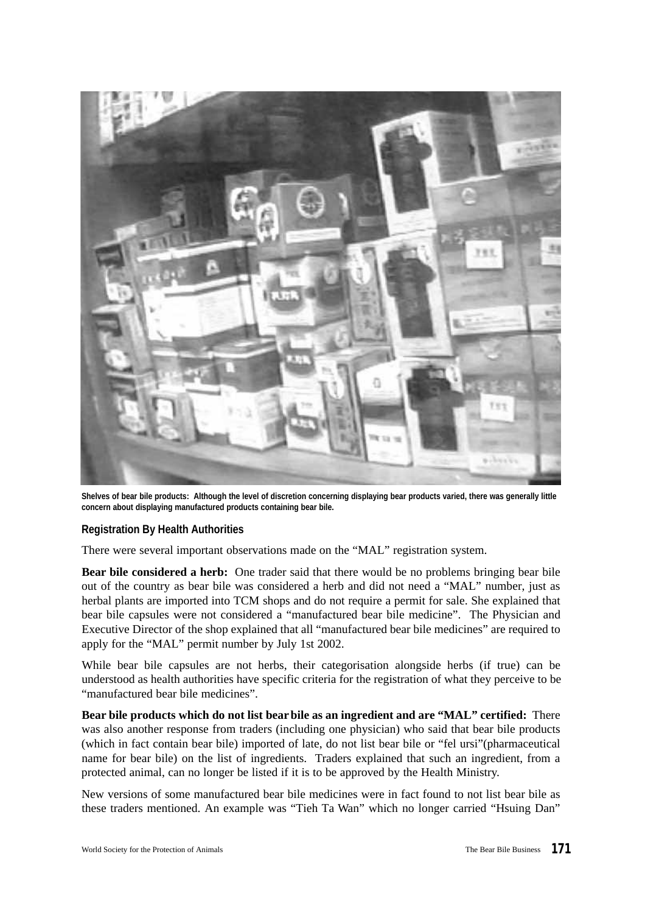Shelves of bear bile products: Although the level of discretion concerning displaying bear products varied, there was generally little concern about displaying manufactured products containing bear bile.

**Registration By Health Authorities**

There were several important observations made on the “MAL” registration system.

**Bear bile considered a herb:** One trader said that there would be no problems bringing bear bile out of the country as bear bile was considered a herb and did not need a “MAL” number, just as herbal plants are imported into TCM shops and do not require a permit for sale. She explained that bear bile capsules were not considered a “manufactured bear bile medicine”. The Physician and Executive Director of the shop explained that all “manufactured bear bile medicines” are required to apply for the “MAL” permit number by July 1st 2002.

While bear bile capsules are not herbs, their categorisation alongside herbs (if true) can be understood as health authorities have specific criteria for the registration of what they perceive to be “manufactured bear bile medicines”.

**Bear bile products which do not list bear bile as an ingredient and are “MAL” certified:** There was also another response from traders (including one physician) who said that bear bile products (which in fact contain bear bile) imported of late, do not list bear bile or “fel ursi”(pharmaceutical name for bear bile) on the list of ingredients. Traders explained that such an ingredient, from a protected animal, can no longer be listed if it is to be approved by the Health Ministry.

New versions of some manufactured bear bile medicines were in fact found to not list bear bile as these traders mentioned. An example was “Tieh Ta Wan” which no longer carried “Hsuing Dan”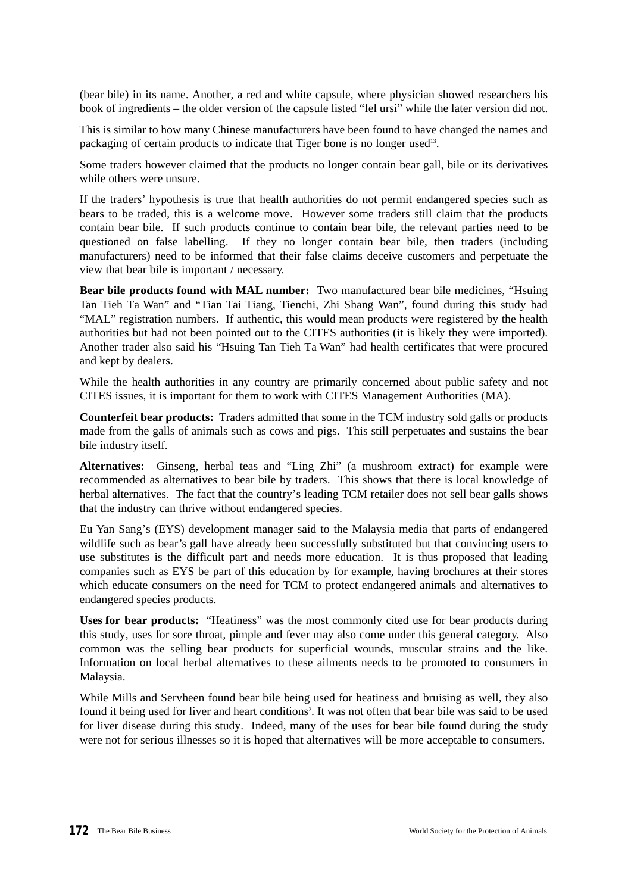(bear bile) in its name. Another, a red and white capsule, where physician showed researchers his book of ingredients – the older version of the capsule listed "fel ursi" while the later version did not.

This is similar to how many Chinese manufacturers have been found to have changed the names and packaging of certain products to indicate that Tiger bone is no longer used[13].

Some traders however claimed that the products no longer contain bear gall, bile or its derivatives while others were unsure.

If the traders' hypothesis is true that health authorities do not permit endangered species such as bears to be traded, this is a welcome move. However some traders still claim that the products contain bear bile. If such products continue to contain bear bile, the relevant parties need to be questioned on false labelling. If they no longer contain bear bile, then traders (including manufacturers) need to be informed that their false claims deceive customers and perpetuate the view that bear bile is important / necessary.

**Bear bile products found with MAL number:** Two manufactured bear bile medicines, "Hsuing Tan Tieh Ta Wan" and "Tian Tai Tiang, Tienchi, Zhi Shang Wan", found during this study had "MAL" registration numbers. If authentic, this would mean products were registered by the health authorities but had not been pointed out to the CITES authorities (it is likely they were imported). Another trader also said his "Hsuing Tan Tieh Ta Wan" had health certificates that were procured and kept by dealers.

While the health authorities in any country are primarily concerned about public safety and not CITES issues, it is important for them to work with CITES Management Authorities (MA).

**Counterfeit bear products:** Traders admitted that some in the TCM industry sold galls or products made from the galls of animals such as cows and pigs. This still perpetuates and sustains the bear bile industry itself.

**Alternatives:** Ginseng, herbal teas and "Ling Zhi" (a mushroom extract) for example were recommended as alternatives to bear bile by traders. This shows that there is local knowledge of herbal alternatives. The fact that the country's leading TCM retailer does not sell bear galls shows that the industry can thrive without endangered species.

Eu Yan Sang's (EYS) development manager said to the Malaysia media that parts of endangered wildlife such as bear's gall have already been successfully substituted but that convincing users to use substitutes is the difficult part and needs more education. It is thus proposed that leading companies such as EYS be part of this education by for example, having brochures at their stores which educate consumers on the need for TCM to protect endangered animals and alternatives to endangered species products.

**Uses for bear products:** "Heatiness" was the most commonly cited use for bear products during this study, uses for sore throat, pimple and fever may also come under this general category. Also common was the selling bear products for superficial wounds, muscular strains and the like. Information on local herbal alternatives to these ailments needs to be promoted to consumers in Malaysia.

While Mills and Servheen found bear bile being used for heatiness and bruising as well, they also found it being used for liver and heart conditions[2]. It was not often that bear bile was said to be used for liver disease during this study. Indeed, many of the uses for bear bile found during the study were not for serious illnesses so it is hoped that alternatives will be more acceptable to consumers.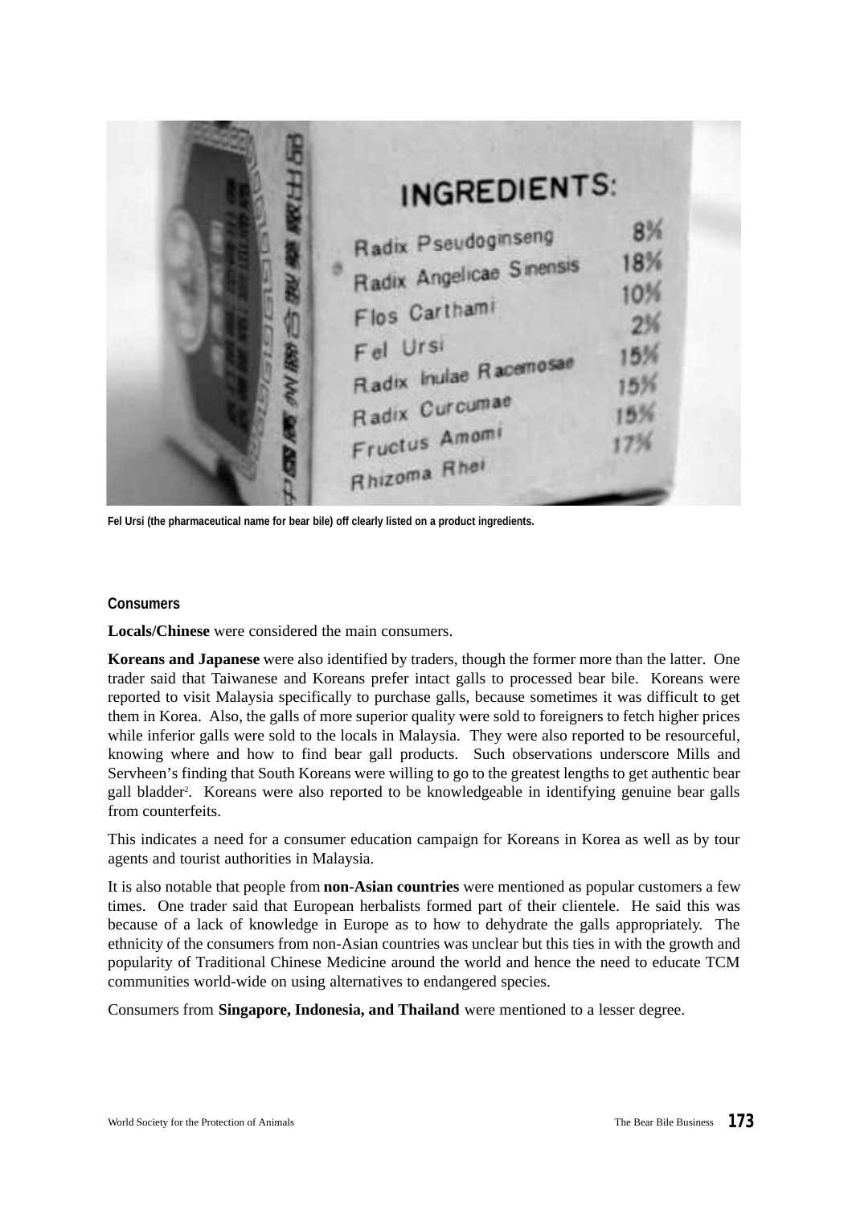Fel Ursi (the pharmaceutical name for bear bile) off clearly listed on a product ingredients.

### Consumers

**Locals/Chinese** were considered the main consumers.

**Koreans and Japanese** were also identified by traders, though the former more than the latter. One trader said that Taiwanese and Koreans prefer intact galls to processed bear bile. Koreans were reported to visit Malaysia specifically to purchase galls, because sometimes it was difficult to get them in Korea. Also, the galls of more superior quality were sold to foreigners to fetch higher prices while inferior galls were sold to the locals in Malaysia. They were also reported to be resourceful, knowing where and how to find bear gall products. Such observations underscore Mills and Servheen's finding that South Koreans were willing to go to the greatest lengths to get authentic bear gall bladder[2]. Koreans were also reported to be knowledgeable in identifying genuine bear galls from counterfeits.

This indicates a need for a consumer education campaign for Koreans in Korea as well as by tour agents and tourist authorities in Malaysia.

It is also notable that people from **non-Asian countries** were mentioned as popular customers a few times. One trader said that European herbalists formed part of their clientele. He said this was because of a lack of knowledge in Europe as to how to dehydrate the galls appropriately. The ethnicity of the consumers from non-Asian countries was unclear but this ties in with the growth and popularity of Traditional Chinese Medicine around the world and hence the need to educate TCM communities world-wide on using alternatives to endangered species.

Consumers from **Singapore, Indonesia, and Thailand** were mentioned to a lesser degree.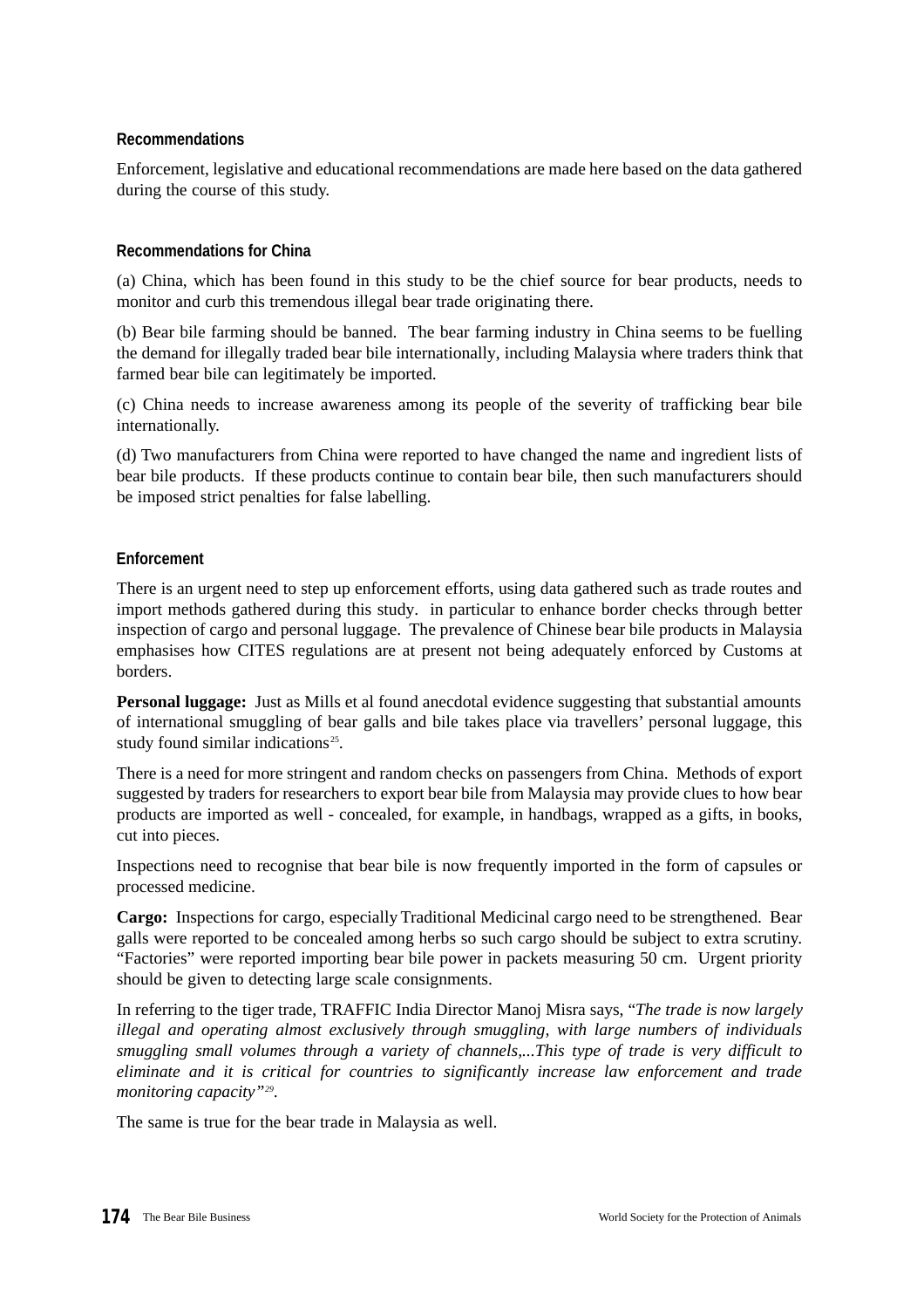### Recommendations

Enforcement, legislative and educational recommendations are made here based on the data gathered during the course of this study.

### Recommendations for China

(a) China, which has been found in this study to be the chief source for bear products, needs to monitor and curb this tremendous illegal bear trade originating there.

(b) Bear bile farming should be banned. The bear farming industry in China seems to be fuelling the demand for illegally traded bear bile internationally, including Malaysia where traders think that farmed bear bile can legitimately be imported.

(c) China needs to increase awareness among its people of the severity of trafficking bear bile internationally.

(d) Two manufacturers from China were reported to have changed the name and ingredient lists of bear bile products. If these products continue to contain bear bile, then such manufacturers should be imposed strict penalties for false labelling.

### Enforcement

There is an urgent need to step up enforcement efforts, using data gathered such as trade routes and import methods gathered during this study. in particular to enhance border checks through better inspection of cargo and personal luggage. The prevalence of Chinese bear bile products in Malaysia emphasises how CITES regulations are at present not being adequately enforced by Customs at borders.

**Personal luggage:** Just as Mills et al found anecdotal evidence suggesting that substantial amounts of international smuggling of bear galls and bile takes place via travellers' personal luggage, this study found similar indications[25].

There is a need for more stringent and random checks on passengers from China. Methods of export suggested by traders for researchers to export bear bile from Malaysia may provide clues to how bear products are imported as well - concealed, for example, in handbags, wrapped as a gifts, in books, cut into pieces.

Inspections need to recognise that bear bile is now frequently imported in the form of capsules or processed medicine.

**Cargo:** Inspections for cargo, especially Traditional Medicinal cargo need to be strengthened. Bear galls were reported to be concealed among herbs so such cargo should be subject to extra scrutiny. "Factories" were reported importing bear bile power in packets measuring 50 cm. Urgent priority should be given to detecting large scale consignments.

In referring to the tiger trade, TRAFFIC India Director Manoj Misra says, "*The trade is now largely illegal and operating almost exclusively through smuggling, with large numbers of individuals smuggling small volumes through a variety of channels,...This type of trade is very difficult to eliminate and it is critical for countries to significantly increase law enforcement and trade monitoring capacity"*[29].

The same is true for the bear trade in Malaysia as well.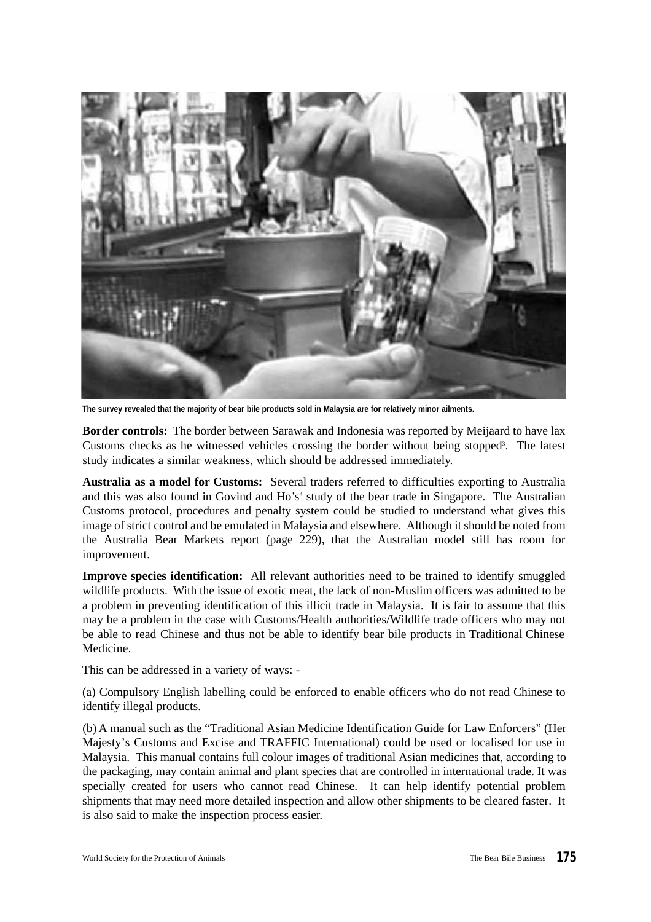The survey revealed that the majority of bear bile products sold in Malaysia are for relatively minor ailments.

**Border controls:** The border between Sarawak and Indonesia was reported by Meijaard to have lax Customs checks as he witnessed vehicles crossing the border without being stopped[3]. The latest study indicates a similar weakness, which should be addressed immediately.

**Australia as a model for Customs:** Several traders referred to difficulties exporting to Australia and this was also found in Govind and Ho's[4] study of the bear trade in Singapore. The Australian Customs protocol, procedures and penalty system could be studied to understand what gives this image of strict control and be emulated in Malaysia and elsewhere. Although it should be noted from the Australia Bear Markets report (page 229), that the Australian model still has room for improvement.

**Improve species identification:** All relevant authorities need to be trained to identify smuggled wildlife products. With the issue of exotic meat, the lack of non-Muslim officers was admitted to be a problem in preventing identification of this illicit trade in Malaysia. It is fair to assume that this may be a problem in the case with Customs/Health authorities/Wildlife trade officers who may not be able to read Chinese and thus not be able to identify bear bile products in Traditional Chinese Medicine.

This can be addressed in a variety of ways: -

(a) Compulsory English labelling could be enforced to enable officers who do not read Chinese to identify illegal products.

(b) A manual such as the "Traditional Asian Medicine Identification Guide for Law Enforcers" (Her Majesty's Customs and Excise and TRAFFIC International) could be used or localised for use in Malaysia. This manual contains full colour images of traditional Asian medicines that, according to the packaging, may contain animal and plant species that are controlled in international trade. It was specially created for users who cannot read Chinese. It can help identify potential problem shipments that may need more detailed inspection and allow other shipments to be cleared faster. It is also said to make the inspection process easier.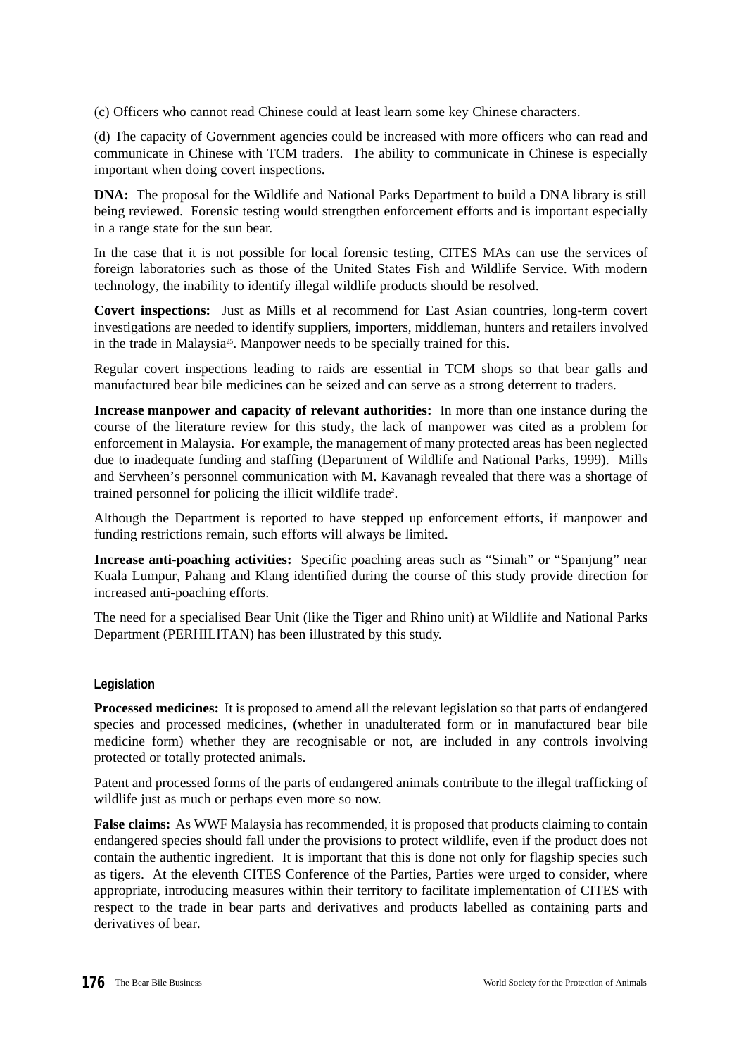(c) Officers who cannot read Chinese could at least learn some key Chinese characters.

(d) The capacity of Government agencies could be increased with more officers who can read and communicate in Chinese with TCM traders. The ability to communicate in Chinese is especially important when doing covert inspections.

**DNA:** The proposal for the Wildlife and National Parks Department to build a DNA library is still being reviewed. Forensic testing would strengthen enforcement efforts and is important especially in a range state for the sun bear.

In the case that it is not possible for local forensic testing, CITES MAs can use the services of foreign laboratories such as those of the United States Fish and Wildlife Service. With modern technology, the inability to identify illegal wildlife products should be resolved.

**Covert inspections:** Just as Mills et al recommend for East Asian countries, long-term covert investigations are needed to identify suppliers, importers, middleman, hunters and retailers involved in the trade in Malaysia[25]. Manpower needs to be specially trained for this.

Regular covert inspections leading to raids are essential in TCM shops so that bear galls and manufactured bear bile medicines can be seized and can serve as a strong deterrent to traders.

**Increase manpower and capacity of relevant authorities:** In more than one instance during the course of the literature review for this study, the lack of manpower was cited as a problem for enforcement in Malaysia. For example, the management of many protected areas has been neglected due to inadequate funding and staffing (Department of Wildlife and National Parks, 1999). Mills and Servheen's personnel communication with M. Kavanagh revealed that there was a shortage of trained personnel for policing the illicit wildlife trade[2].

Although the Department is reported to have stepped up enforcement efforts, if manpower and funding restrictions remain, such efforts will always be limited.

**Increase anti-poaching activities:** Specific poaching areas such as "Simah" or "Spanjung" near Kuala Lumpur, Pahang and Klang identified during the course of this study provide direction for increased anti-poaching efforts.

The need for a specialised Bear Unit (like the Tiger and Rhino unit) at Wildlife and National Parks Department (PERHILITAN) has been illustrated by this study.

### Legislation

**Processed medicines:** It is proposed to amend all the relevant legislation so that parts of endangered species and processed medicines, (whether in unadulterated form or in manufactured bear bile medicine form) whether they are recognisable or not, are included in any controls involving protected or totally protected animals.

Patent and processed forms of the parts of endangered animals contribute to the illegal trafficking of wildlife just as much or perhaps even more so now.

**False claims:** As WWF Malaysia has recommended, it is proposed that products claiming to contain endangered species should fall under the provisions to protect wildlife, even if the product does not contain the authentic ingredient. It is important that this is done not only for flagship species such as tigers. At the eleventh CITES Conference of the Parties, Parties were urged to consider, where appropriate, introducing measures within their territory to facilitate implementation of CITES with respect to the trade in bear parts and derivatives and products labelled as containing parts and derivatives of bear.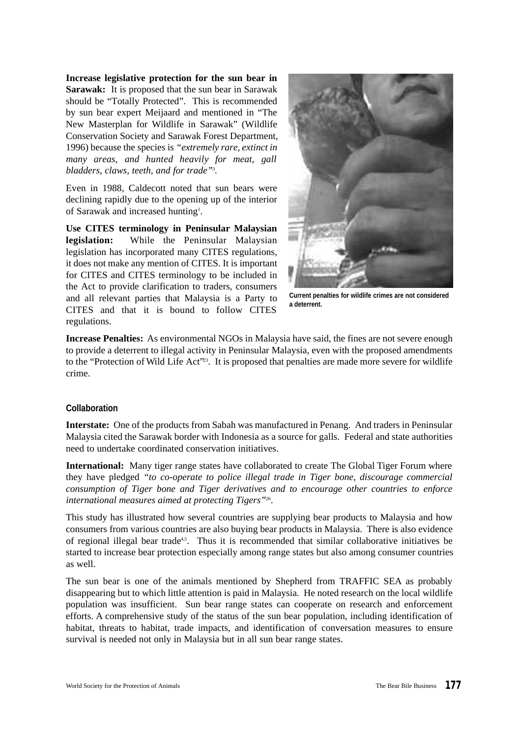**Increase legislative protection for the sun bear in Sarawak:** It is proposed that the sun bear in Sarawak should be "Totally Protected". This is recommended by sun bear expert Meijaard and mentioned in "The New Masterplan for Wildlife in Sarawak" (Wildlife Conservation Society and Sarawak Forest Department, 1996) because the species is *"extremely rare, extinct in many areas, and hunted heavily for meat, gall bladders, claws, teeth, and for trade"*[3].

Even in 1988, Caldecott noted that sun bears were declining rapidly due to the opening up of the interior of Sarawak and increased hunting[1].

**Use CITES terminology in Peninsular Malaysian legislation:** While the Peninsular Malaysian legislation has incorporated many CITES regulations, it does not make any mention of CITES. It is important for CITES and CITES terminology to be included in the Act to provide clarification to traders, consumers and all relevant parties that Malaysia is a Party to CITES and that it is bound to follow CITES regulations.

Current penalties for wildlife crimes are not considered a deterrent.

**Increase Penalties:** As environmental NGOs in Malaysia have said, the fines are not severe enough to provide a deterrent to illegal activity in Peninsular Malaysia, even with the proposed amendments to the "Protection of Wild Life Act"[23]. It is proposed that penalties are made more severe for wildlife crime.

## Collaboration

**Interstate:** One of the products from Sabah was manufactured in Penang. And traders in Peninsular Malaysia cited the Sarawak border with Indonesia as a source for galls. Federal and state authorities need to undertake coordinated conservation initiatives.

**International:** Many tiger range states have collaborated to create The Global Tiger Forum where they have pledged *"to co-operate to police illegal trade in Tiger bone, discourage commercial consumption of Tiger bone and Tiger derivatives and to encourage other countries to enforce international measures aimed at protecting Tigers"*[26].

This study has illustrated how several countries are supplying bear products to Malaysia and how consumers from various countries are also buying bear products in Malaysia. There is also evidence of regional illegal bear trade[4,5]. Thus it is recommended that similar collaborative initiatives be started to increase bear protection especially among range states but also among consumer countries as well.

The sun bear is one of the animals mentioned by Shepherd from TRAFFIC SEA as probably disappearing but to which little attention is paid in Malaysia. He noted research on the local wildlife population was insufficient. Sun bear range states can cooperate on research and enforcement efforts. A comprehensive study of the status of the sun bear population, including identification of habitat, threats to habitat, trade impacts, and identification of conversation measures to ensure survival is needed not only in Malaysia but in all sun bear range states.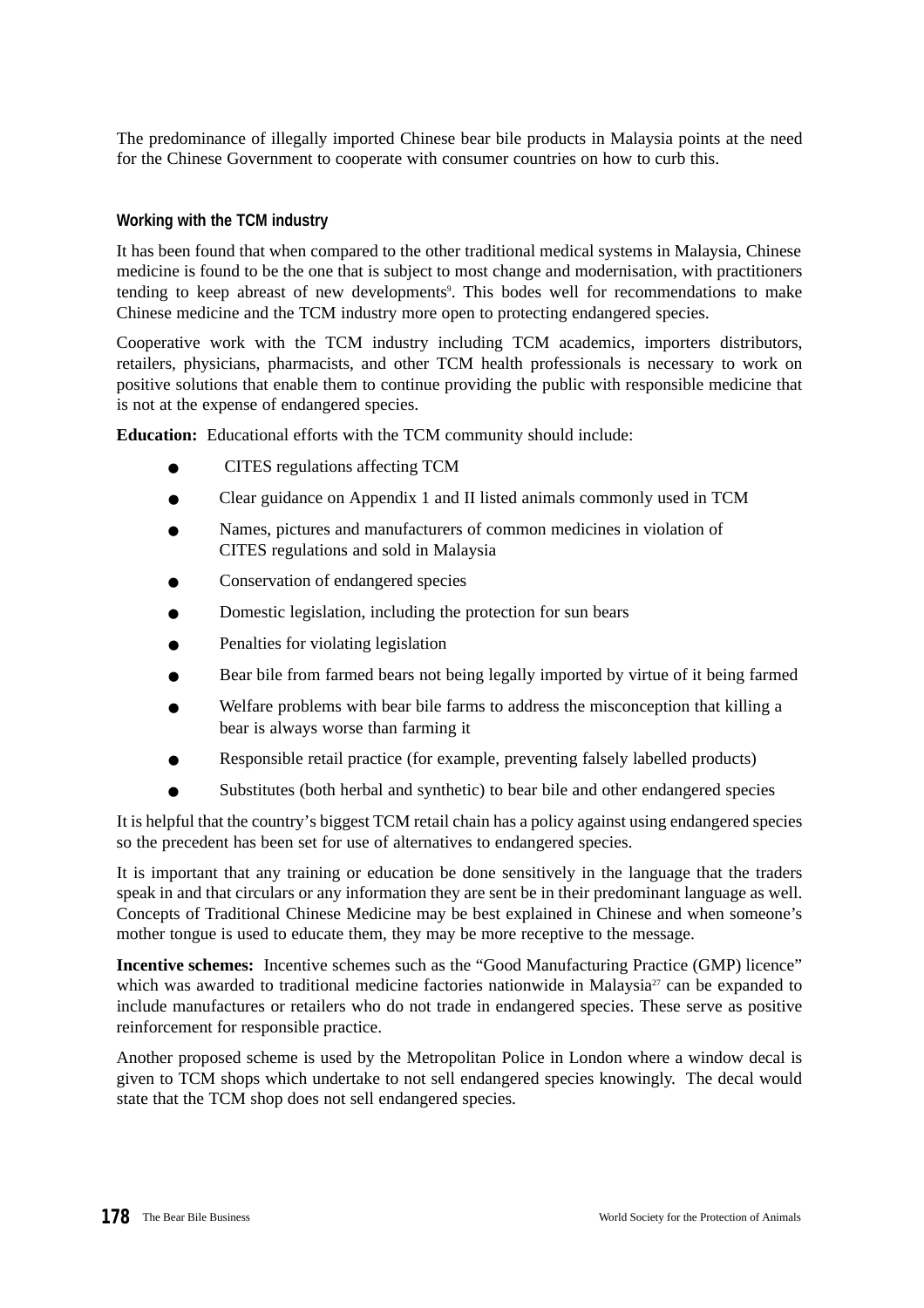The predominance of illegally imported Chinese bear bile products in Malaysia points at the need for the Chinese Government to cooperate with consumer countries on how to curb this.

### Working with the TCM industry

It has been found that when compared to the other traditional medical systems in Malaysia, Chinese medicine is found to be the one that is subject to most change and modernisation, with practitioners tending to keep abreast of new developments[9]. This bodes well for recommendations to make Chinese medicine and the TCM industry more open to protecting endangered species.

Cooperative work with the TCM industry including TCM academics, importers distributors, retailers, physicians, pharmacists, and other TCM health professionals is necessary to work on positive solutions that enable them to continue providing the public with responsible medicine that is not at the expense of endangered species.

**Education:** Educational efforts with the TCM community should include:

- CITES regulations affecting TCM
- Clear guidance on Appendix 1 and II listed animals commonly used in TCM
- Names, pictures and manufacturers of common medicines in violation of CITES regulations and sold in Malaysia
- Conservation of endangered species
- Domestic legislation, including the protection for sun bears
- Penalties for violating legislation
- Bear bile from farmed bears not being legally imported by virtue of it being farmed
- Welfare problems with bear bile farms to address the misconception that killing a bear is always worse than farming it
- Responsible retail practice (for example, preventing falsely labelled products)
- Substitutes (both herbal and synthetic) to bear bile and other endangered species

It is helpful that the country's biggest TCM retail chain has a policy against using endangered species so the precedent has been set for use of alternatives to endangered species.

It is important that any training or education be done sensitively in the language that the traders speak in and that circulars or any information they are sent be in their predominant language as well. Concepts of Traditional Chinese Medicine may be best explained in Chinese and when someone's mother tongue is used to educate them, they may be more receptive to the message.

**Incentive schemes:** Incentive schemes such as the "Good Manufacturing Practice (GMP) licence" which was awarded to traditional medicine factories nationwide in Malaysia[27] can be expanded to include manufactures or retailers who do not trade in endangered species. These serve as positive reinforcement for responsible practice.

Another proposed scheme is used by the Metropolitan Police in London where a window decal is given to TCM shops which undertake to not sell endangered species knowingly. The decal would state that the TCM shop does not sell endangered species.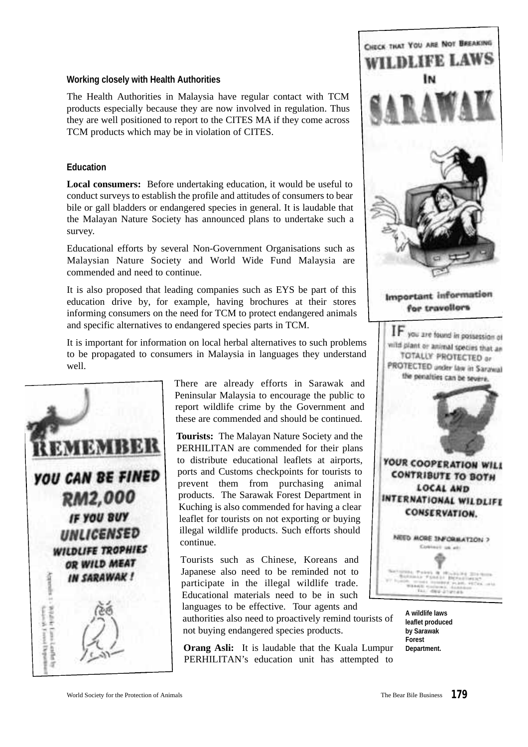### Working closely with Health Authorities

The Health Authorities in Malaysia have regular contact with TCM products especially because they are now involved in regulation. Thus they are well positioned to report to the CITES MA if they come across TCM products which may be in violation of CITES.

### Education

**Local consumers:** Before undertaking education, it would be useful to conduct surveys to establish the profile and attitudes of consumers to bear bile or gall bladders or endangered species in general. It is laudable that the Malayan Nature Society has announced plans to undertake such a survey.

Educational efforts by several Non-Government Organisations such as Malaysian Nature Society and World Wide Fund Malaysia are commended and need to continue.

It is also proposed that leading companies such as EYS be part of this education drive by, for example, having brochures at their stores informing consumers on the need for TCM to protect endangered animals and specific alternatives to endangered species parts in TCM.

It is important for information on local herbal alternatives to such problems to be propagated to consumers in Malaysia in languages they understand well.

There are already efforts in Sarawak and Peninsular Malaysia to encourage the public to report wildlife crime by the Government and these are commended and should be continued.

**Tourists:** The Malayan Nature Society and the PERHILITAN are commended for their plans to distribute educational leaflets at airports, ports and Customs checkpoints for tourists to prevent them from purchasing animal products. The Sarawak Forest Department in Kuching is also commended for having a clear leaflet for tourists on not exporting or buying illegal wildlife products. Such efforts should continue.

Tourists such as Chinese, Koreans and Japanese also need to be reminded not to participate in the illegal wildlife trade. Educational materials need to be in such languages to be effective. Tour agents and authorities also need to proactively remind tourists of not buying endangered species products.

**Orang Asli:** It is laudable that the Kuala Lumpur PERHILITAN's education unit has attempted to

A wildlife laws leaflet produced by Sarawak Forest Department.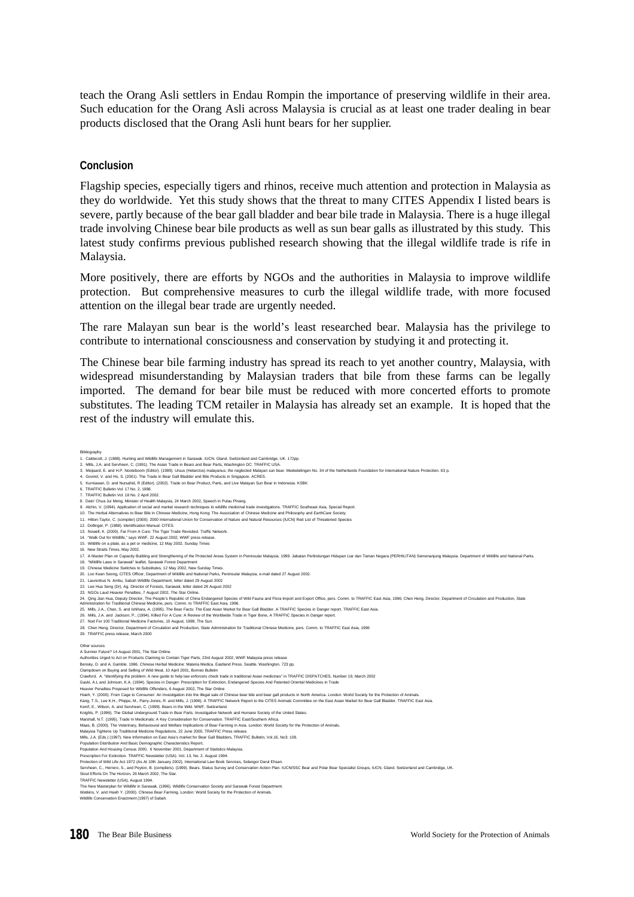teach the Orang Asli settlers in Endau Rompin the importance of preserving wildlife in their area. Such education for the Orang Asli across Malaysia is crucial as at least one trader dealing in bear products disclosed that the Orang Asli hunt bears for her supplier.

## Conclusion

Flagship species, especially tigers and rhinos, receive much attention and protection in Malaysia as they do worldwide. Yet this study shows that the threat to many CITES Appendix I listed bears is severe, partly because of the bear gall bladder and bear bile trade in Malaysia. There is a huge illegal trade involving Chinese bear bile products as well as sun bear galls as illustrated by this study. This latest study confirms previous published research showing that the illegal wildlife trade is rife in Malaysia.

More positively, there are efforts by NGOs and the authorities in Malaysia to improve wildlife protection. But comprehensive measures to curb the illegal wildlife trade, with more focused attention on the illegal bear trade are urgently needed.

The rare Malayan sun bear is the world's least researched bear. Malaysia has the privilege to contribute to international consciousness and conservation by studying it and protecting it.

The Chinese bear bile farming industry has spread its reach to yet another country, Malaysia, with widespread misunderstanding by Malaysian traders that bile from these farms can be legally imported. The demand for bear bile must be reduced with more concerted efforts to promote substitutes. The leading TCM retailer in Malaysia has already set an example. It is hoped that the rest of the industry will emulate this.

Bibliography

1. Caldecott, J. (1988). Hunting and Wildlife Management in Sarawak. IUCN. Gland. Switzerland and Cambridge, UK. 172pp.
2. Mills, J.A. and Servheen, C. (1991). The Asian Trade in Bears and Bear Parts, Washington DC: TRAFFIC USA.
3. Meijaard, E. and H.P. Nooteboom (Editor). (1999). Ursus (Helarctos) malayanus, the neglected Malayan sun bear. Mededelingen No. 34 of the Netherlands Foundation for International Nature Protection. 63 p.
4. Govind, V. and Ho, S. (2001). The Trade in Bear Gall Bladder and Bile Products in Singapore. ACRES.
5. Kurniawan, D. and Nursahid, R (Editor). (2002). Trade on Bear Product, Parts, and Live Malayan Sun Bear in Indonesia. KSBK
6. TRAFFIC Bulletin Vol. 17 No. 2, 1998.
7. TRAFFIC Bulletin Vol. 18 No. 2 April 2002.
8. Dato' Chua Jui Meng, Minister of Health Malaysia, 24 March 2002, Speech in Pulau Pinang.
9. Alchin, V. (1994). Application of social and market research techniques to wildlife medicinal trade investigations. TRAFFIC Southeast Asia, Special Report.
10. The Herbal Alternatives to Bear Bile in Chinese Medicine, Hong Kong: The Association of Chinese Medicine and Philosophy and EarthCare Society.
11. Hilton-Taylor, C. (compiler) (2000). 2000 International Union for Conservation of Nature and Natural Resources (IUCN) Red List of Threatened Species
12. Dollinger, P. (1988). Identification Manual. CITES.
13. Nowell, K. (2000). Far From A Cure: The Tiger Trade Revisited. Traffic Network.
14. "Walk Out for Wildlife," says WWF, 22 August 2002, WWF press release.
15. Wildlife on a plate, as a pet or medicine, 12 May 2002, Sunday Times
16. New Straits Times, May 2002.
17. A Master Plan on Capacity Building and Strengthening of the Protected Areas System in Peninsular Malaysia. 1999. Jabatan Perlindungan Hidupan Liar dan Taman Negara (PERHILITAN) Semenanjung Malaysia. Department of Wildlife and National Parks.
18. "Wildlife Laws in Sarawak" leaflet, Sarawak Forest Department
19. Chinese Medicine Switches to Substitutes, 12 May 2002, New Sunday Times.
20. Loo Kean Seong, CITES Officer, Department of Wildlife and National Parks, Peninsular Malaysia, e-mail dated 27 August 2002.
21. Laurentius N. Ambu, Sabah Wildlife Department, letter dated 29 August 2002
22. Lee Hua Seng (Dr), Ag. Director of Forests, Sarawak, letter dated 28 August 2002
23. NGOs Laud Heavier Penalties, 7 August 2002, The Star Online.
24. Qing Jian Hua, Deputy Director, The People's Republic of China Endangered Species of Wild Fauna and Flora Import and Export Office, pers. Comm. to TRAFFIC East Asia, 1996; Chen Heng, Director, Department of Circulation and Production, State Administration for Traditional Chinese Medicine, pers. Comm. to TRAFFIC East Asia, 1996.
25. Mills, J.A., Chan, S. and Ishihara, A. (1995). The Bear Facts: The East Asian Market for Bear Gall Bladder. A TRAFFIC Species in Danger report. TRAFFIC East Asia.
26. Mills, J.A. and Jackson, P., (1994). Killed For A Cure: A Review of the Worldwide Trade in Tiger Bone, A TRAFFIC Species in Danger report.
27. Nod For 100 Traditional Medicine Factories, 10 August, 1998, The Sun.
28. Chen Heng, Director, Department of Circulation and Production, State Administration for Traditional Chinese Medicine, pers. Comm. to TRAFFIC East Asia, 1996
29. TRAFFIC press release, March 2000

Other sources

A Sunnier Future? 14 August 2001, The Star Online.
Authorities Urged to Act on Products Claiming to Contain Tiger Parts, 23rd August 2002, WWF Malaysia press release
Bensky, D. and A. Gamble. 1986. Chinese Herbal Medicine: Materia Medica. Eastland Press. Seattle. Washington. 723 pp.
Clampdown on Buying and Selling of Wild Meat, 10 April 2001, Borneo Bulletin
Crawford, A. "Identifying the problem: A new guide to help law enforcers check trade in traditional Asian medicines" in TRAFFIC DISPATCHES, Number 19, March 2002
Gaski, A.L and Johnson, K.A. (1994). Species in Danger: Prescription for Extinction, Endangered Species And Patented Oriental Medicines in Trade
Heavier Penalties Proposed for Wildlife Offenders, 6 August 2002, The Star Online
Hsieh, Y. (2000). From Cage to Consumer: An Investigation into the illegal sale of Chinese bear bile and bear gall products in North America. London: World Society for the Protection of Animals.
Kang, T.S., Lee K.H., Phipps, M., Parry-Jones, R. and Mills, J. (1996): A TRAFFIC Network Report to the CITES Animals Committee on the East Asian Market for Bear Gall Bladder. TRAFFIC East Asia.
Kemf, E., Wilson, A. and Servheen, C. (1999). Bears in the Wild. WWF, Switzerland.
Knights, P. (1996). The Global Underground Trade in Bear Parts. Investigative Network and Humane Society of the United States.
Marshall, N.T. (1995). Trade In Medicinals: A Key Consideration for Conservation. TRAFFIC East/Southern Africa.
Maas, B. (2000). The Veterinary, Behavioural and Welfare Implications of Bear Farming in Asia. London: World Society for the Protection of Animals.
Malaysia Tightens Up Traditional Medicine Regulations, 22 June 2000, TRAFFIC Press release.
Mills, J.A. (Eds.) (1997). New Information on East Asia's market for Bear Gall Bladders, TRAFFIC Bulletin, Vol.16, No3: 108.
Population Distribution And Basic Demographic Characteristics Report.
Population And Housing Census 2000, 6 November 2001, Department of Statistics Malaysia.
Prescription For Extinction. TRAFFIC Newsletter (USA). Vol. 13, No. 2. August 1994.
Protection of Wild Life Act 1972 (As At 10th January 2002), International Law Book Services, Selangor Darul Ehsan.
Servheen, C., Herrero, S., and Peyton, B. (compilers). (1999). Bears. Status Survey and Conservation Action Plan. IUCN/SSC Bear and Polar Bear Specialist Groups, IUCN, Gland. Switzerland and Cambridge, UK.
Stout Efforts On The Horizon, 26 March 2002, The Star.
TRAFFIC Newsletter (USA), August 1994.
The New Masterplan for Wildlife in Sarawak, (1996). Wildlife Conservation Society and Sarawak Forest Department.
Watkins, V. and Hsieh Y. (2000). Chinese Bear Farming. London: World Society for the Protection of Animals.
Wildlife Conservation Enactment (1997) of Sabah.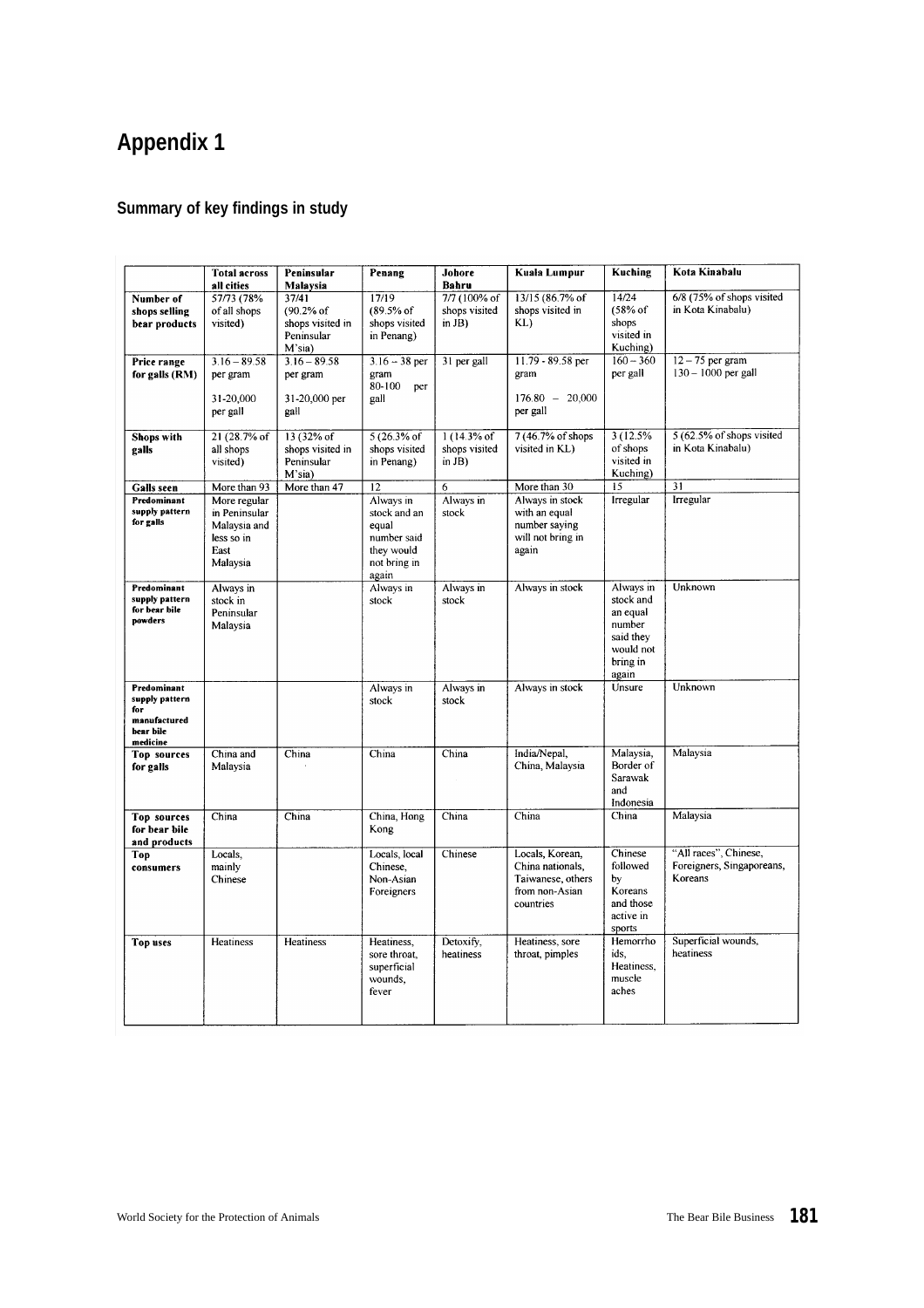# Appendix 1

## Summary of key findings in study

| | Total across all cities | Peninsular Malaysia | Penang | Johore Bahru | Kuala Lumpur | Kuching | Kota Kinabalu |
|---|---|---|---|---|---|---|---|
| **Number of shops selling bear products** | 57/73 (78% of all shops visited) | 37/41 (90.2% of shops visited in Peninsular M'sia) | 17/19 (89.5% of shops visited in Penang) | 7/7 (100% of shops visited in JB) | 13/15 (86.7% of shops visited in KL) | 14/24 (58% of shops visited in Kuching) | 6/8 (75% of shops visited in Kota Kinabalu) |
| **Price range for galls (RM)** | 3.16 – 89.58 per gram<br>31-20,000 per gall | 3.16 – 89.58 per gram<br>31-20,000 per gall | 3.16 – 38 per gram<br>80-100 per gall | 31 per gall | 11.79 - 89.58 per gram<br>176.80 – 20,000 per gall | 160 – 360 per gall | 12 – 75 per gram<br>130 – 1000 per gall |
| **Shops with galls** | 21 (28.7% of all shops visited) | 13 (32% of shops visited in Peninsular M'sia) | 5 (26.3% of shops visited in Penang) | 1 (14.3% of shops visited in JB) | 7 (46.7% of shops visited in KL) | 3 (12.5% of shops visited in Kuching) | 5 (62.5% of shops visited in Kota Kinabalu) |
| **Galls seen** | More than 93 | More than 47 | 12 | 6 | More than 30 | 15 | 31 |
| **Predominant supply pattern for galls** | More regular in Peninsular Malaysia and less so in East Malaysia | | Always in stock and an equal number said they would not bring in again | Always in stock | Always in stock with an equal number saying will not bring in again | Irregular | Irregular |
| **Predominant supply pattern for bear bile powders** | Always in stock in Peninsular Malaysia | | Always in stock | Always in stock | Always in stock | Always in stock and an equal number said they would not bring in again | Unknown |
| **Predominant supply pattern for manufactured bear bile medicine** | | | Always in stock | Always in stock | Always in stock | Unsure | Unknown |
| **Top sources for galls** | China and Malaysia | China | China | China | India/Nepal, China, Malaysia | Malaysia, Border of Sarawak and Indonesia | Malaysia |
| **Top sources for bear bile and products** | China | China | China, Hong Kong | China | China | China | Malaysia |
| **Top consumers** | Locals, mainly Chinese | | Locals, local Chinese, Non-Asian Foreigners | Chinese | Locals, Korean, China nationals, Taiwanese, others from non-Asian countries | Chinese followed by Koreans and those active in sports | "All races", Chinese, Foreigners, Singaporeans, Koreans |
| **Top uses** | Heatiness | Heatiness | Heatiness, sore throat, superficial wounds, fever | Detoxify, heatiness | Heatiness, sore throat, pimples | Hemorrhoids, Heatiness, muscle aches | Superficial wounds, heatiness |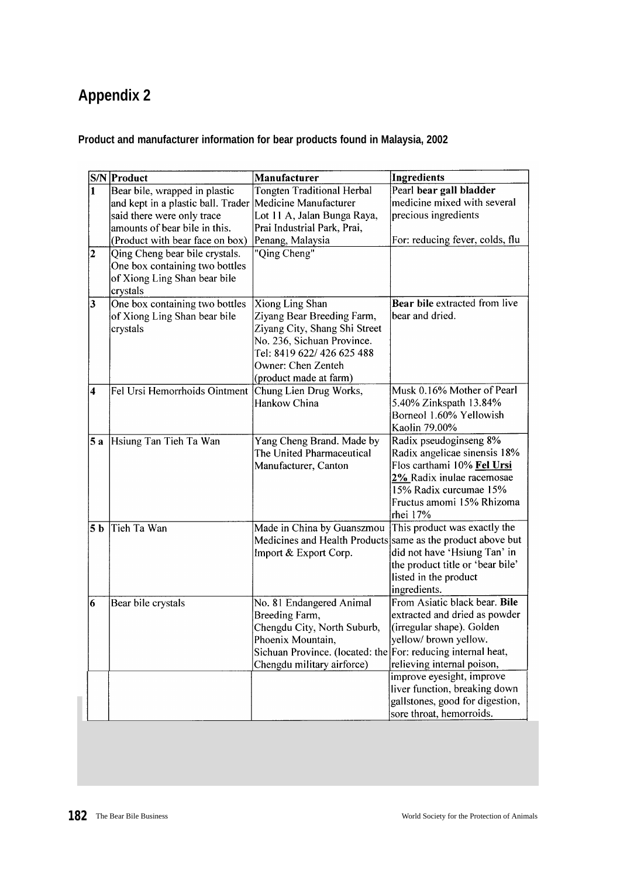# Appendix 2

**Product and manufacturer information for bear products found in Malaysia, 2002**

| S/N | Product | Manufacturer | Ingredients |
|---|---|---|---|
| 1 | Bear bile, wrapped in plastic and kept in a plastic ball. Trader said there were only trace amounts of bear bile in this. (Product with bear face on box) | Tongten Traditional Herbal Medicine Manufacturer Lot 11 A, Jalan Bunga Raya, Prai Industrial Park, Prai, Penang, Malaysia | Pearl **bear gall bladder** medicine mixed with several precious ingredients<br><br>For: reducing fever, colds, flu |
| 2 | Qing Cheng bear bile crystals. One box containing two bottles of Xiong Ling Shan bear bile crystals | "Qing Cheng" | |
| 3 | One box containing two bottles of Xiong Ling Shan bear bile crystals | Xiong Ling Shan Ziyang Bear Breeding Farm, Ziyang City, Shang Shi Street No. 236, Sichuan Province. Tel: 8419 622/ 426 625 488 Owner: Chen Zenteh (product made at farm) | **Bear bile** extracted from live bear and dried. |
| 4 | Fel Ursi Hemorrhoids Ointment | Chung Lien Drug Works, Hankow China | Musk 0.16% Mother of Pearl 5.40% Zinkspath 13.84% Borneol 1.60% Yellowish Kaolin 79.00% |
| 5 a | Hsiung Tan Tieh Ta Wan | Yang Cheng Brand. Made by The United Pharmaceutical Manufacturer, Canton | Radix pseudoginseng 8% Radix angelicae sinensis 18% Flos carthami 10% **Fel Ursi 2%** Radix inulae racemosae 15% Radix curcumae 15% Fructus amomi 15% Rhizoma rhei 17% |
| 5 b | Tieh Ta Wan | Made in China by Guanszmou Medicines and Health Products Import & Export Corp. | This product was exactly the same as the product above but did not have 'Hsiung Tan' in the product title or 'bear bile' listed in the product ingredients. |
| 6 | Bear bile crystals | No. 81 Endangered Animal Breeding Farm, Chengdu City, North Suburb, Phoenix Mountain, Sichuan Province. (located: the Chengdu military airforce) | From Asiatic black bear. **Bile** extracted and dried as powder (irregular shape). Golden yellow/ brown yellow. For: reducing internal heat, relieving internal poison, improve eyesight, improve liver function, breaking down gallstones, good for digestion, sore throat, hemorroids. |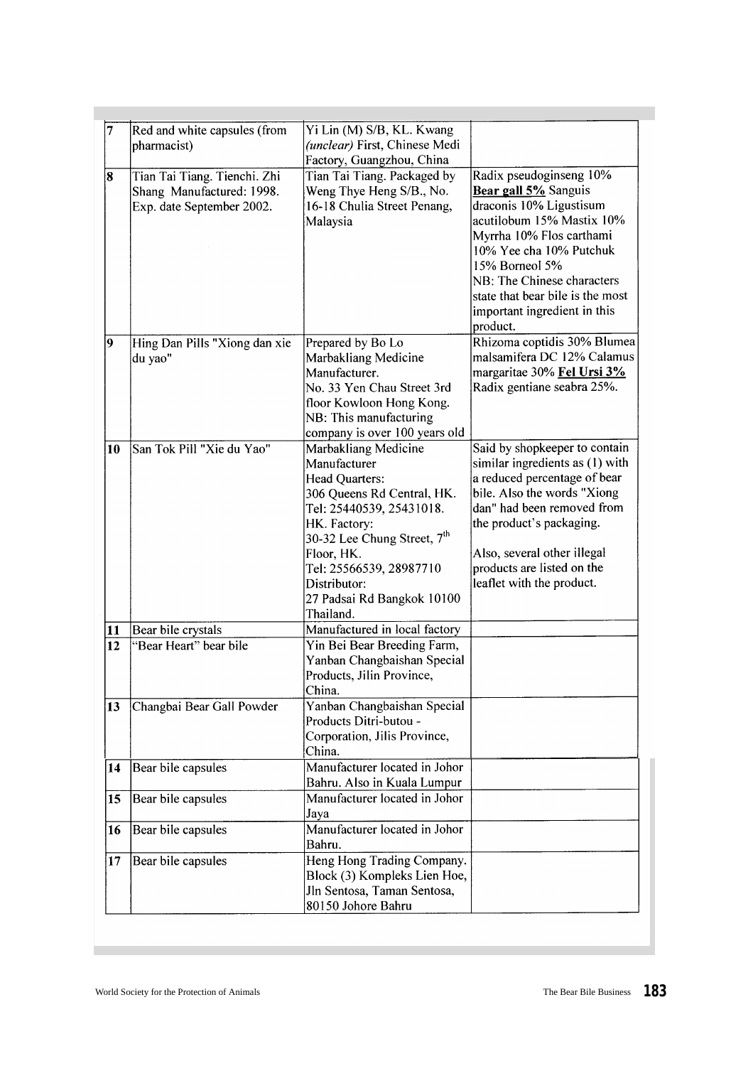| | | | |
|---|---|---|---|
| 7 | Red and white capsules (from pharmacist) | Yi Lin (M) S/B, KL. Kwang *(unclear)* First, Chinese Medi Factory, Guangzhou, China | |
| 8 | Tian Tai Tiang. Tienchi. Zhi Shang Manufactured: 1998. Exp. date September 2002. | Tian Tai Tiang. Packaged by Weng Thye Heng S/B., No. 16-18 Chulia Street Penang, Malaysia | Radix pseudoginseng 10% **Bear gall 5%** Sanguis draconis 10% Ligustisum acutilobum 15% Mastix 10% Myrrha 10% Flos carthami 10% Yee cha 10% Putchuk 15% Borneol 5% NB: The Chinese characters state that bear bile is the most important ingredient in this product. |
| 9 | Hing Dan Pills "Xiong dan xie du yao" | Prepared by Bo Lo Marbakliang Medicine Manufacturer. No. 33 Yen Chau Street 3rd floor Kowloon Hong Kong. NB: This manufacturing company is over 100 years old | Rhizoma coptidis 30% Blumea malsamifera DC 12% Calamus margaritae 30% **Fel Ursi 3%** Radix gentiane seabra 25%. |
| 10 | San Tok Pill "Xie du Yao" | Marbakliang Medicine Manufacturer Head Quarters: 306 Queens Rd Central, HK. Tel: 25440539, 25431018. HK. Factory: 30-32 Lee Chung Street, 7th Floor, HK. Tel: 25566539, 28987710 Distributor: 27 Padsai Rd Bangkok 10100 Thailand. | Said by shopkeeper to contain similar ingredients as (1) with a reduced percentage of bear bile. Also the words "Xiong dan" had been removed from the product's packaging. Also, several other illegal products are listed on the leaflet with the product. |
| 11 | Bear bile crystals | Manufactured in local factory | |
| 12 | "Bear Heart" bear bile | Yin Bei Bear Breeding Farm, Yanban Changbaishan Special Products, Jilin Province, China. | |
| 13 | Changbai Bear Gall Powder | Yanban Changbaishan Special Products Ditri-butou - Corporation, Jilis Province, China. | |
| 14 | Bear bile capsules | Manufacturer located in Johor Bahru. Also in Kuala Lumpur | |
| 15 | Bear bile capsules | Manufacturer located in Johor Jaya | |
| 16 | Bear bile capsules | Manufacturer located in Johor Bahru. | |
| 17 | Bear bile capsules | Heng Hong Trading Company. Block (3) Kompleks Lien Hoe, Jln Sentosa, Taman Sentosa, 80150 Johore Bahru | |